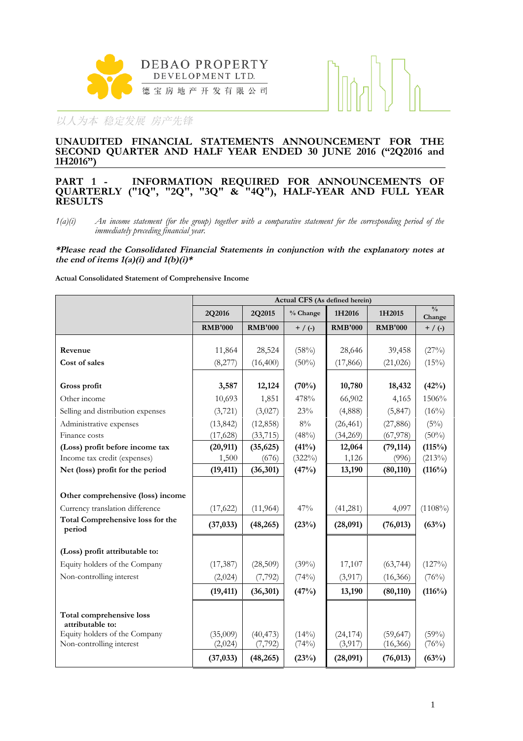DEBAO PROPERTY
DEVELOPMENT LTD.
德宝房地产开发有限公司

以人为本 稳定发展 房产先锋

# UNAUDITED FINANCIAL STATEMENTS ANNOUNCEMENT FOR THE SECOND QUARTER AND HALF YEAR ENDED 30 JUNE 2016 ("2Q2016 and 1H2016")

## PART 1 - INFORMATION REQUIRED FOR ANNOUNCEMENTS OF QUARTERLY ("1Q", "2Q", "3Q" & "4Q"), HALF-YEAR AND FULL YEAR RESULTS

*1(a)(i) An income statement (for the group) together with a comparative statement for the corresponding period of the immediately preceding financial year.*

***Please read the Consolidated Financial Statements in conjunction with the explanatory notes at the end of items 1(a)(i) and 1(b)(i)***

**Actual Consolidated Statement of Comprehensive Income**

| | Actual CFS (As defined herein) | | | | | |
|---|---|---|---|---|---|---|
| | 2Q2016 | 2Q2015 | % Change | 1H2016 | 1H2015 | % Change |
| | RMB'000 | RMB'000 | + / (-) | RMB'000 | RMB'000 | + / (-) |
| **Revenue** | 11,864 | 28,524 | (58%) | 28,646 | 39,458 | (27%) |
| **Cost of sales** | (8,277) | (16,400) | (50%) | (17,866) | (21,026) | (15%) |
| **Gross profit** | **3,587** | **12,124** | **(70%)** | **10,780** | **18,432** | **(42%)** |
| Other income | 10,693 | 1,851 | 478% | 66,902 | 4,165 | 1506% |
| Selling and distribution expenses | (3,721) | (3,027) | 23% | (4,888) | (5,847) | (16%) |
| Administrative expenses | (13,842) | (12,858) | 8% | (26,461) | (27,886) | (5%) |
| Finance costs | (17,628) | (33,715) | (48%) | (34,269) | (67,978) | (50%) |
| **(Loss) profit before income tax** | **(20,911)** | **(35,625)** | **(41%)** | **12,064** | **(79,114)** | **(115%)** |
| Income tax credit (expenses) | 1,500 | (676) | (322%) | 1,126 | (996) | (213%) |
| **Net (loss) profit for the period** | **(19,411)** | **(36,301)** | **(47%)** | **13,190** | **(80,110)** | **(116%)** |
| **Other comprehensive (loss) income** | | | | | | |
| Currency translation difference | (17,622) | (11,964) | 47% | (41,281) | 4,097 | (1108%) |
| **Total Comprehensive loss for the period** | **(37,033)** | **(48,265)** | **(23%)** | **(28,091)** | **(76,013)** | **(63%)** |
| **(Loss) profit attributable to:** | | | | | | |
| Equity holders of the Company | (17,387) | (28,509) | (39%) | 17,107 | (63,744) | (127%) |
| Non-controlling interest | (2,024) | (7,792) | (74%) | (3,917) | (16,366) | (76%) |
| | **(19,411)** | **(36,301)** | **(47%)** | **13,190** | **(80,110)** | **(116%)** |
| **Total comprehensive loss attributable to:** | | | | | | |
| Equity holders of the Company | (35,009) | (40,473) | (14%) | (24,174) | (59,647) | (59%) |
| Non-controlling interest | (2,024) | (7,792) | (74%) | (3,917) | (16,366) | (76%) |
| | **(37,033)** | **(48,265)** | **(23%)** | **(28,091)** | **(76,013)** | **(63%)** |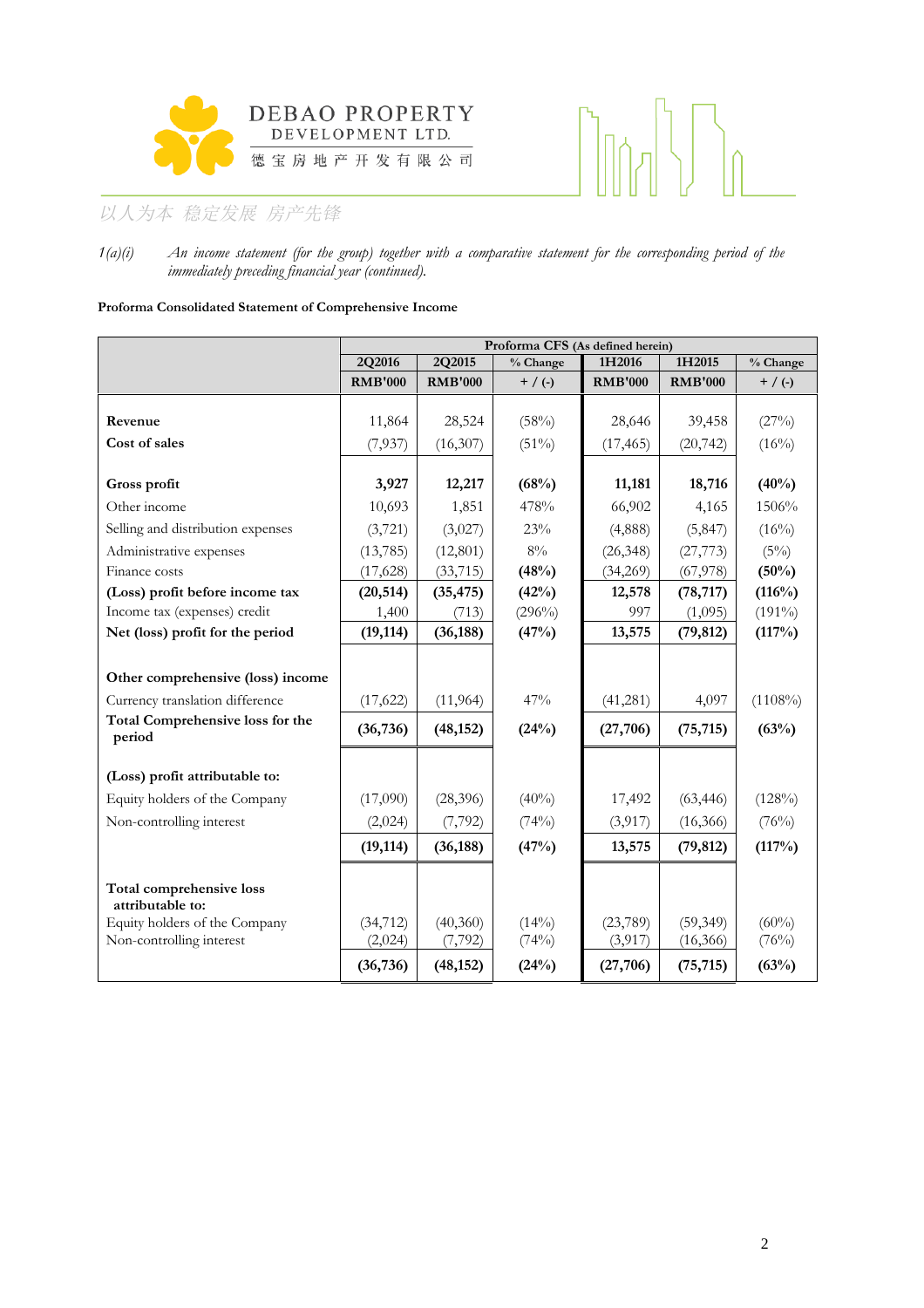1(a)(i) *An income statement (for the group) together with a comparative statement for the corresponding period of the immediately preceding financial year (continued).*

**Proforma Consolidated Statement of Comprehensive Income**

| | Proforma CFS (As defined herein) | | | | | |
|---|---|---|---|---|---|---|
| | 2Q2016 | 2Q2015 | % Change | 1H2016 | 1H2015 | % Change |
| | RMB'000 | RMB'000 | + / (-) | RMB'000 | RMB'000 | + / (-) |
| **Revenue** | 11,864 | 28,524 | (58%) | 28,646 | 39,458 | (27%) |
| **Cost of sales** | (7,937) | (16,307) | (51%) | (17,465) | (20,742) | (16%) |
| **Gross profit** | **3,927** | **12,217** | **(68%)** | **11,181** | **18,716** | **(40%)** |
| Other income | 10,693 | 1,851 | 478% | 66,902 | 4,165 | 1506% |
| Selling and distribution expenses | (3,721) | (3,027) | 23% | (4,888) | (5,847) | (16%) |
| Administrative expenses | (13,785) | (12,801) | 8% | (26,348) | (27,773) | (5%) |
| Finance costs | (17,628) | (33,715) | **(48%)** | (34,269) | (67,978) | **(50%)** |
| **(Loss) profit before income tax** | **(20,514)** | **(35,475)** | **(42%)** | **12,578** | **(78,717)** | **(116%)** |
| Income tax (expenses) credit | 1,400 | (713) | (296%) | 997 | (1,095) | (191%) |
| **Net (loss) profit for the period** | **(19,114)** | **(36,188)** | **(47%)** | **13,575** | **(79,812)** | **(117%)** |
| **Other comprehensive (loss) income** | | | | | | |
| Currency translation difference | (17,622) | (11,964) | 47% | (41,281) | 4,097 | (1108%) |
| **Total Comprehensive loss for the period** | **(36,736)** | **(48,152)** | **(24%)** | **(27,706)** | **(75,715)** | **(63%)** |
| **(Loss) profit attributable to:** | | | | | | |
| Equity holders of the Company | (17,090) | (28,396) | (40%) | 17,492 | (63,446) | (128%) |
| Non-controlling interest | (2,024) | (7,792) | (74%) | (3,917) | (16,366) | (76%) |
| | **(19,114)** | **(36,188)** | **(47%)** | **13,575** | **(79,812)** | **(117%)** |
| **Total comprehensive loss attributable to:** | | | | | | |
| Equity holders of the Company | (34,712) | (40,360) | (14%) | (23,789) | (59,349) | (60%) |
| Non-controlling interest | (2,024) | (7,792) | (74%) | (3,917) | (16,366) | (76%) |
| | **(36,736)** | **(48,152)** | **(24%)** | **(27,706)** | **(75,715)** | **(63%)** |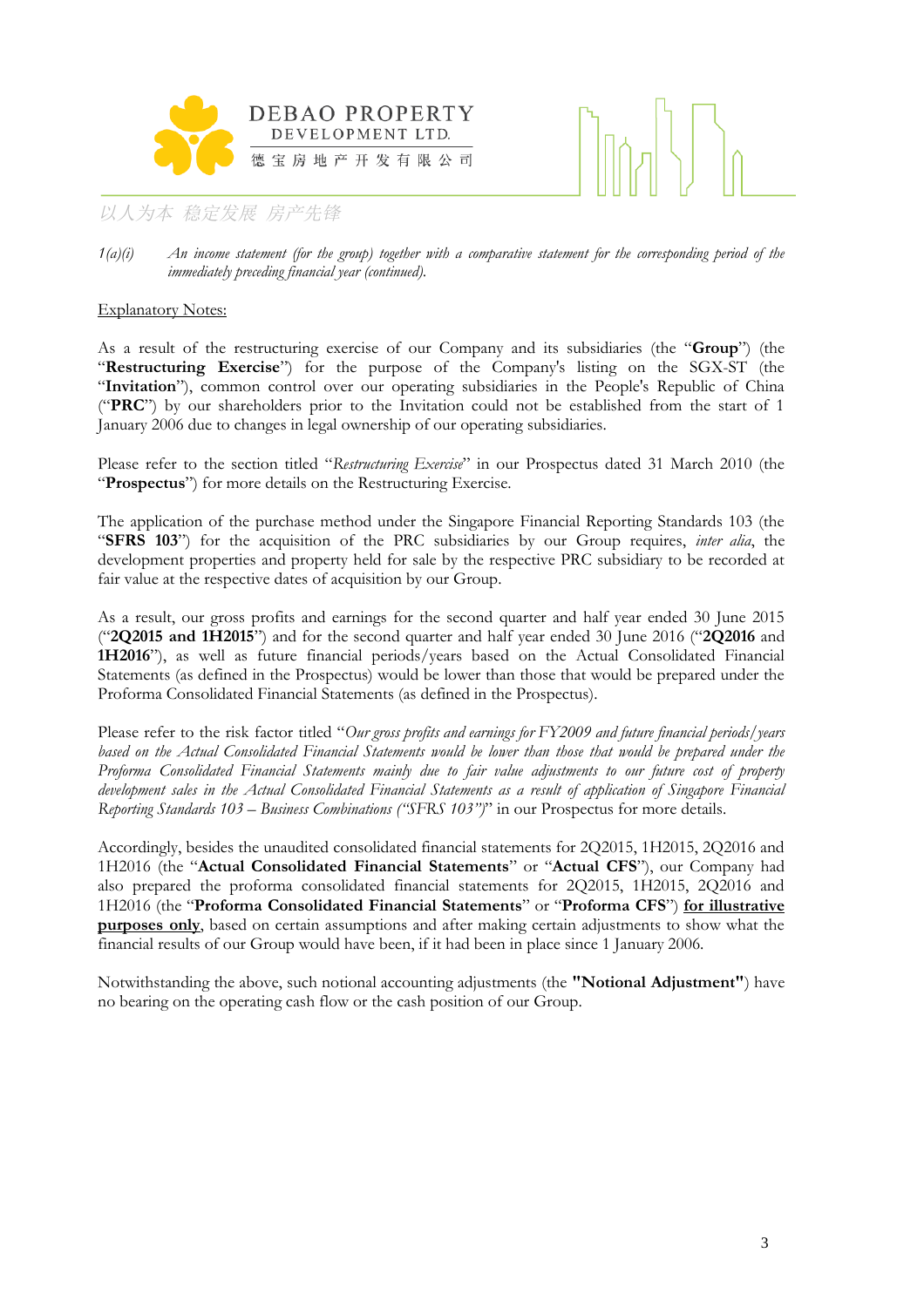*1(a)(i) An income statement (for the group) together with a comparative statement for the corresponding period of the immediately preceding financial year (continued).*

Explanatory Notes:

As a result of the restructuring exercise of our Company and its subsidiaries (the "**Group**") (the "**Restructuring Exercise**") for the purpose of the Company's listing on the SGX-ST (the "**Invitation**"), common control over our operating subsidiaries in the People's Republic of China ("**PRC**") by our shareholders prior to the Invitation could not be established from the start of 1 January 2006 due to changes in legal ownership of our operating subsidiaries.

Please refer to the section titled "*Restructuring Exercise*" in our Prospectus dated 31 March 2010 (the "**Prospectus**") for more details on the Restructuring Exercise.

The application of the purchase method under the Singapore Financial Reporting Standards 103 (the "**SFRS 103**") for the acquisition of the PRC subsidiaries by our Group requires, *inter alia*, the development properties and property held for sale by the respective PRC subsidiary to be recorded at fair value at the respective dates of acquisition by our Group.

As a result, our gross profits and earnings for the second quarter and half year ended 30 June 2015 ("**2Q2015 and 1H2015**") and for the second quarter and half year ended 30 June 2016 ("**2Q2016** and **1H2016**"), as well as future financial periods/years based on the Actual Consolidated Financial Statements (as defined in the Prospectus) would be lower than those that would be prepared under the Proforma Consolidated Financial Statements (as defined in the Prospectus).

Please refer to the risk factor titled "*Our gross profits and earnings for FY2009 and future financial periods/years based on the Actual Consolidated Financial Statements would be lower than those that would be prepared under the Proforma Consolidated Financial Statements mainly due to fair value adjustments to our future cost of property development sales in the Actual Consolidated Financial Statements as a result of application of Singapore Financial Reporting Standards 103 – Business Combinations ("SFRS 103")*" in our Prospectus for more details.

Accordingly, besides the unaudited consolidated financial statements for 2Q2015, 1H2015, 2Q2016 and 1H2016 (the "**Actual Consolidated Financial Statements**" or "**Actual CFS**"), our Company had also prepared the proforma consolidated financial statements for 2Q2015, 1H2015, 2Q2016 and 1H2016 (the "**Proforma Consolidated Financial Statements**" or "**Proforma CFS**") **for illustrative purposes only**, based on certain assumptions and after making certain adjustments to show what the financial results of our Group would have been, if it had been in place since 1 January 2006.

Notwithstanding the above, such notional accounting adjustments (the **"Notional Adjustment"**) have no bearing on the operating cash flow or the cash position of our Group.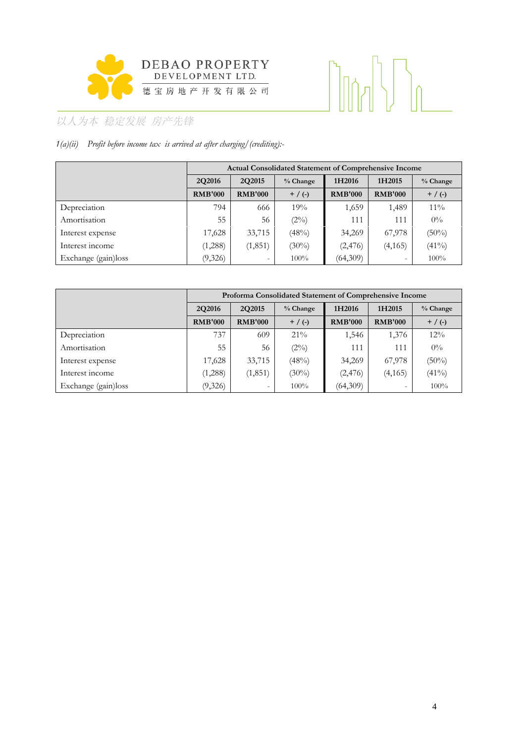*1(a)(ii) Profit before income tax is arrived at after charging/(crediting):-*

| | Actual Consolidated Statement of Comprehensive Income | | | | | |
|---|---|---|---|---|---|---|
| | 2Q2016 | 2Q2015 | % Change | 1H2016 | 1H2015 | % Change |
| | RMB'000 | RMB'000 | + / (-) | RMB'000 | RMB'000 | + / (-) |
| Depreciation | 794 | 666 | 19% | 1,659 | 1,489 | 11% |
| Amortisation | 55 | 56 | (2%) | 111 | 111 | 0% |
| Interest expense | 17,628 | 33,715 | (48%) | 34,269 | 67,978 | (50%) |
| Interest income | (1,288) | (1,851) | (30%) | (2,476) | (4,165) | (41%) |
| Exchange (gain)loss | (9,326) | - | 100% | (64,309) | - | 100% |

| | Proforma Consolidated Statement of Comprehensive Income | | | | | |
|---|---|---|---|---|---|---|
| | 2Q2016 | 2Q2015 | % Change | 1H2016 | 1H2015 | % Change |
| | RMB'000 | RMB'000 | + / (-) | RMB'000 | RMB'000 | + / (-) |
| Depreciation | 737 | 609 | 21% | 1,546 | 1,376 | 12% |
| Amortisation | 55 | 56 | (2%) | 111 | 111 | 0% |
| Interest expense | 17,628 | 33,715 | (48%) | 34,269 | 67,978 | (50%) |
| Interest income | (1,288) | (1,851) | (30%) | (2,476) | (4,165) | (41%) |
| Exchange (gain)loss | (9,326) | - | 100% | (64,309) | - | 100% |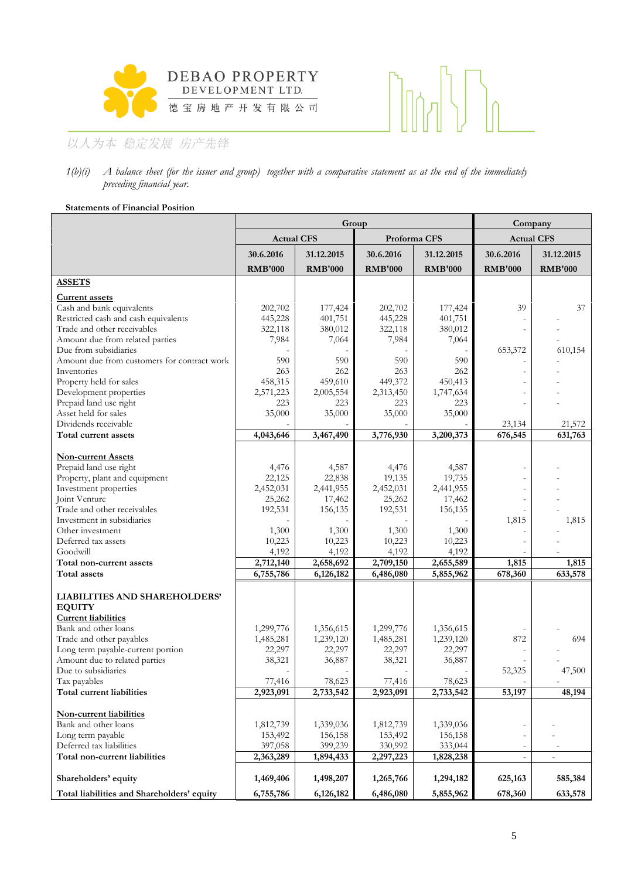以人为本 稳定发展 房产先锋

1(b)(i) *A balance sheet (for the issuer and group) together with a comparative statement as at the end of the immediately preceding financial year.*

**Statements of Financial Position**

| | Group | | | | Company | |
|---|---|---|---|---|---|---|
| | Actual CFS | | Proforma CFS | | Actual CFS | |
| | 30.6.2016 RMB'000 | 31.12.2015 RMB'000 | 30.6.2016 RMB'000 | 31.12.2015 RMB'000 | 30.6.2016 RMB'000 | 31.12.2015 RMB'000 |
| **ASSETS** | | | | | | |
| **Current assets** | | | | | | |
| Cash and bank equivalents | 202,702 | 177,424 | 202,702 | 177,424 | 39 | 37 |
| Restricted cash and cash equivalents | 445,228 | 401,751 | 445,228 | 401,751 | - | - |
| Trade and other receivables | 322,118 | 380,012 | 322,118 | 380,012 | - | - |
| Amount due from related parties | 7,984 | 7,064 | 7,984 | 7,064 | - | - |
| Due from subsidiaries | - | - | - | - | 653,372 | 610,154 |
| Amount due from customers for contract work | 590 | 590 | 590 | 590 | - | - |
| Inventories | 263 | 262 | 263 | 262 | - | - |
| Property held for sales | 458,315 | 459,610 | 449,372 | 450,413 | - | - |
| Development properties | 2,571,223 | 2,005,554 | 2,313,450 | 1,747,634 | - | - |
| Prepaid land use right | 223 | 223 | 223 | 223 | - | - |
| Asset held for sales | 35,000 | 35,000 | 35,000 | 35,000 | | |
| Dividends receivable | - | - | - | - | 23,134 | 21,572 |
| **Total current assets** | **4,043,646** | **3,467,490** | **3,776,930** | **3,200,373** | **676,545** | **631,763** |
| **Non-current Assets** | | | | | | |
| Prepaid land use right | 4,476 | 4,587 | 4,476 | 4,587 | - | - |
| Property, plant and equipment | 22,125 | 22,838 | 19,135 | 19,735 | - | - |
| Investment properties | 2,452,031 | 2,441,955 | 2,452,031 | 2,441,955 | - | - |
| Joint Venture | 25,262 | 17,462 | 25,262 | 17,462 | - | - |
| Trade and other receivables | 192,531 | 156,135 | 192,531 | 156,135 | - | - |
| Investment in subsidiaries | - | - | - | - | 1,815 | 1,815 |
| Other investment | 1,300 | 1,300 | 1,300 | 1,300 | - | - |
| Deferred tax assets | 10,223 | 10,223 | 10,223 | 10,223 | - | - |
| Goodwill | 4,192 | 4,192 | 4,192 | 4,192 | - | - |
| **Total non-current assets** | **2,712,140** | **2,658,692** | **2,709,150** | **2,655,589** | **1,815** | **1,815** |
| **Total assets** | **6,755,786** | **6,126,182** | **6,486,080** | **5,855,962** | **678,360** | **633,578** |
| **LIABILITIES AND SHAREHOLDERS' EQUITY** | | | | | | |
| **Current liabilities** | | | | | | |
| Bank and other loans | 1,299,776 | 1,356,615 | 1,299,776 | 1,356,615 | - | - |
| Trade and other payables | 1,485,281 | 1,239,120 | 1,485,281 | 1,239,120 | 872 | 694 |
| Long term payable-current portion | 22,297 | 22,297 | 22,297 | 22,297 | - | - |
| Amount due to related parties | 38,321 | 36,887 | 38,321 | 36,887 | - | - |
| Due to subsidiaries | - | - | - | - | 52,325 | 47,500 |
| Tax payables | 77,416 | 78,623 | 77,416 | 78,623 | - | - |
| **Total current liabilities** | **2,923,091** | **2,733,542** | **2,923,091** | **2,733,542** | **53,197** | **48,194** |
| **Non-current liabilities** | | | | | | |
| Bank and other loans | 1,812,739 | 1,339,036 | 1,812,739 | 1,339,036 | - | - |
| Long term payable | 153,492 | 156,158 | 153,492 | 156,158 | - | - |
| Deferred tax liabilities | 397,058 | 399,239 | 330,992 | 333,044 | - | - |
| **Total non-current liabilities** | **2,363,289** | **1,894,433** | **2,297,223** | **1,828,238** | - | - |
| **Shareholders' equity** | **1,469,406** | **1,498,207** | **1,265,766** | **1,294,182** | **625,163** | **585,384** |
| **Total liabilities and Shareholders' equity** | **6,755,786** | **6,126,182** | **6,486,080** | **5,855,962** | **678,360** | **633,578** |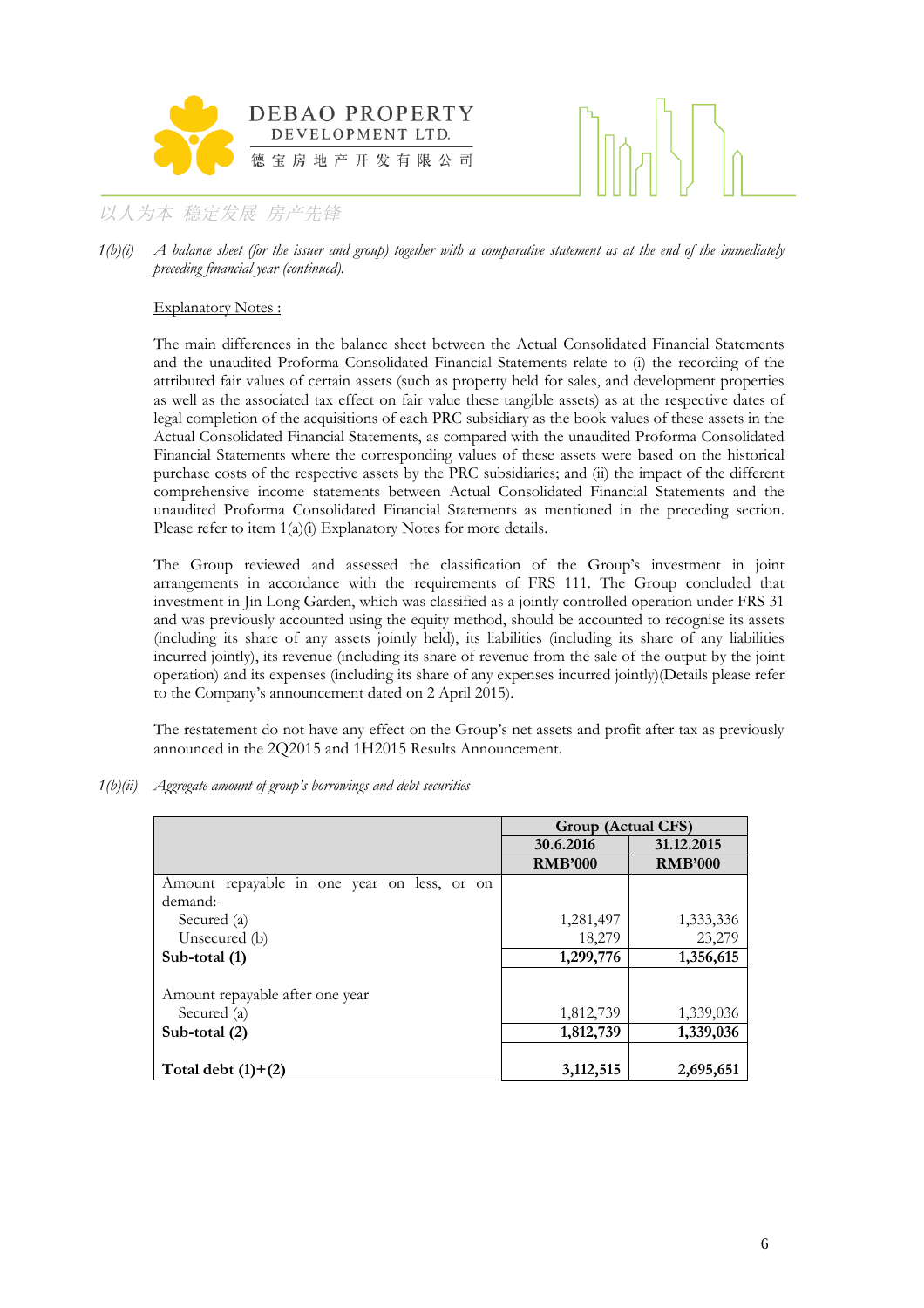*1(b)(i) A balance sheet (for the issuer and group) together with a comparative statement as at the end of the immediately preceding financial year (continued).*

Explanatory Notes :

The main differences in the balance sheet between the Actual Consolidated Financial Statements and the unaudited Proforma Consolidated Financial Statements relate to (i) the recording of the attributed fair values of certain assets (such as property held for sales, and development properties as well as the associated tax effect on fair value these tangible assets) as at the respective dates of legal completion of the acquisitions of each PRC subsidiary as the book values of these assets in the Actual Consolidated Financial Statements, as compared with the unaudited Proforma Consolidated Financial Statements where the corresponding values of these assets were based on the historical purchase costs of the respective assets by the PRC subsidiaries; and (ii) the impact of the different comprehensive income statements between Actual Consolidated Financial Statements and the unaudited Proforma Consolidated Financial Statements as mentioned in the preceding section. Please refer to item 1(a)(i) Explanatory Notes for more details.

The Group reviewed and assessed the classification of the Group's investment in joint arrangements in accordance with the requirements of FRS 111. The Group concluded that investment in Jin Long Garden, which was classified as a jointly controlled operation under FRS 31 and was previously accounted using the equity method, should be accounted to recognise its assets (including its share of any assets jointly held), its liabilities (including its share of any liabilities incurred jointly), its revenue (including its share of revenue from the sale of the output by the joint operation) and its expenses (including its share of any expenses incurred jointly)(Details please refer to the Company's announcement dated on 2 April 2015).

The restatement do not have any effect on the Group's net assets and profit after tax as previously announced in the 2Q2015 and 1H2015 Results Announcement.

*1(b)(ii) Aggregate amount of group's borrowings and debt securities*

| | Group (Actual CFS) | |
|---|---|---|
| | **30.6.2016** | **31.12.2015** |
| | **RMB'000** | **RMB'000** |
| Amount repayable in one year on less, or on demand:- | | |
| Secured (a) | 1,281,497 | 1,333,336 |
| Unsecured (b) | 18,279 | 23,279 |
| **Sub-total (1)** | **1,299,776** | **1,356,615** |
| Amount repayable after one year | | |
| Secured (a) | 1,812,739 | 1,339,036 |
| **Sub-total (2)** | **1,812,739** | **1,339,036** |
| **Total debt (1)+(2)** | **3,112,515** | **2,695,651** |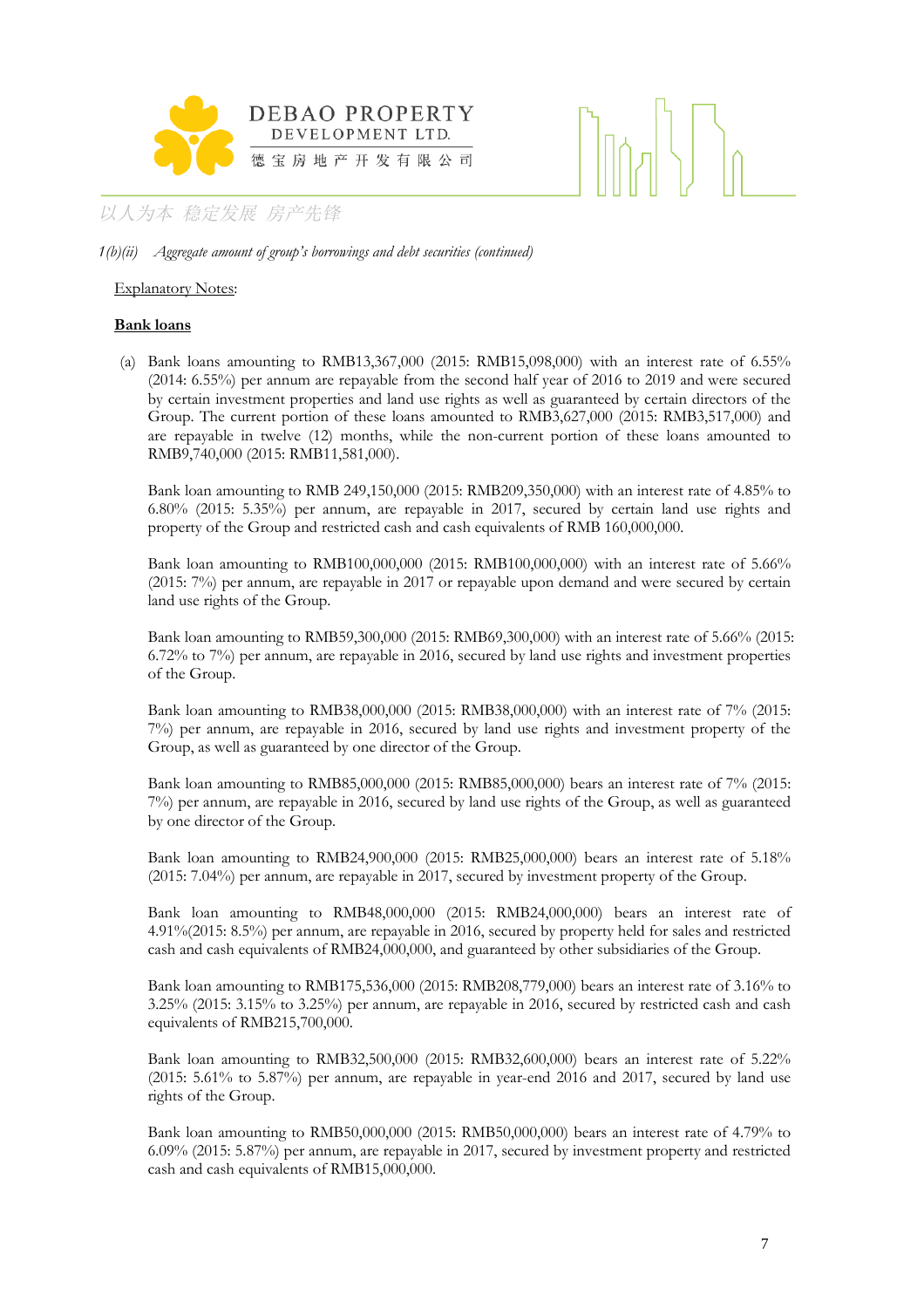1(b)(ii) *Aggregate amount of group's borrowings and debt securities (continued)*

Explanatory Notes:

**Bank loans**

(a) Bank loans amounting to RMB13,367,000 (2015: RMB15,098,000) with an interest rate of 6.55% (2014: 6.55%) per annum are repayable from the second half year of 2016 to 2019 and were secured by certain investment properties and land use rights as well as guaranteed by certain directors of the Group. The current portion of these loans amounted to RMB3,627,000 (2015: RMB3,517,000) and are repayable in twelve (12) months, while the non-current portion of these loans amounted to RMB9,740,000 (2015: RMB11,581,000).

Bank loan amounting to RMB 249,150,000 (2015: RMB209,350,000) with an interest rate of 4.85% to 6.80% (2015: 5.35%) per annum, are repayable in 2017, secured by certain land use rights and property of the Group and restricted cash and cash equivalents of RMB 160,000,000.

Bank loan amounting to RMB100,000,000 (2015: RMB100,000,000) with an interest rate of 5.66% (2015: 7%) per annum, are repayable in 2017 or repayable upon demand and were secured by certain land use rights of the Group.

Bank loan amounting to RMB59,300,000 (2015: RMB69,300,000) with an interest rate of 5.66% (2015: 6.72% to 7%) per annum, are repayable in 2016, secured by land use rights and investment properties of the Group.

Bank loan amounting to RMB38,000,000 (2015: RMB38,000,000) with an interest rate of 7% (2015: 7%) per annum, are repayable in 2016, secured by land use rights and investment property of the Group, as well as guaranteed by one director of the Group.

Bank loan amounting to RMB85,000,000 (2015: RMB85,000,000) bears an interest rate of 7% (2015: 7%) per annum, are repayable in 2016, secured by land use rights of the Group, as well as guaranteed by one director of the Group.

Bank loan amounting to RMB24,900,000 (2015: RMB25,000,000) bears an interest rate of 5.18% (2015: 7.04%) per annum, are repayable in 2017, secured by investment property of the Group.

Bank loan amounting to RMB48,000,000 (2015: RMB24,000,000) bears an interest rate of 4.91%(2015: 8.5%) per annum, are repayable in 2016, secured by property held for sales and restricted cash and cash equivalents of RMB24,000,000, and guaranteed by other subsidiaries of the Group.

Bank loan amounting to RMB175,536,000 (2015: RMB208,779,000) bears an interest rate of 3.16% to 3.25% (2015: 3.15% to 3.25%) per annum, are repayable in 2016, secured by restricted cash and cash equivalents of RMB215,700,000.

Bank loan amounting to RMB32,500,000 (2015: RMB32,600,000) bears an interest rate of 5.22% (2015: 5.61% to 5.87%) per annum, are repayable in year-end 2016 and 2017, secured by land use rights of the Group.

Bank loan amounting to RMB50,000,000 (2015: RMB50,000,000) bears an interest rate of 4.79% to 6.09% (2015: 5.87%) per annum, are repayable in 2017, secured by investment property and restricted cash and cash equivalents of RMB15,000,000.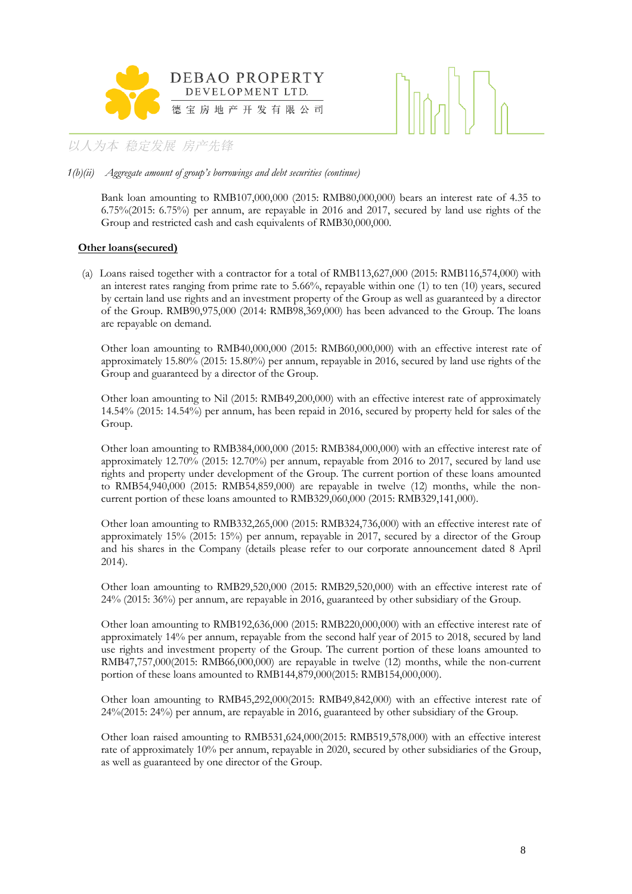*1(b)(ii) Aggregate amount of group's borrowings and debt securities (continue)*

Bank loan amounting to RMB107,000,000 (2015: RMB80,000,000) bears an interest rate of 4.35 to 6.75%(2015: 6.75%) per annum, are repayable in 2016 and 2017, secured by land use rights of the Group and restricted cash and cash equivalents of RMB30,000,000.

**Other loans(secured)**

(a) Loans raised together with a contractor for a total of RMB113,627,000 (2015: RMB116,574,000) with an interest rates ranging from prime rate to 5.66%, repayable within one (1) to ten (10) years, secured by certain land use rights and an investment property of the Group as well as guaranteed by a director of the Group. RMB90,975,000 (2014: RMB98,369,000) has been advanced to the Group. The loans are repayable on demand.

Other loan amounting to RMB40,000,000 (2015: RMB60,000,000) with an effective interest rate of approximately 15.80% (2015: 15.80%) per annum, repayable in 2016, secured by land use rights of the Group and guaranteed by a director of the Group.

Other loan amounting to Nil (2015: RMB49,200,000) with an effective interest rate of approximately 14.54% (2015: 14.54%) per annum, has been repaid in 2016, secured by property held for sales of the Group.

Other loan amounting to RMB384,000,000 (2015: RMB384,000,000) with an effective interest rate of approximately 12.70% (2015: 12.70%) per annum, repayable from 2016 to 2017, secured by land use rights and property under development of the Group. The current portion of these loans amounted to RMB54,940,000 (2015: RMB54,859,000) are repayable in twelve (12) months, while the non-current portion of these loans amounted to RMB329,060,000 (2015: RMB329,141,000).

Other loan amounting to RMB332,265,000 (2015: RMB324,736,000) with an effective interest rate of approximately 15% (2015: 15%) per annum, repayable in 2017, secured by a director of the Group and his shares in the Company (details please refer to our corporate announcement dated 8 April 2014).

Other loan amounting to RMB29,520,000 (2015: RMB29,520,000) with an effective interest rate of 24% (2015: 36%) per annum, are repayable in 2016, guaranteed by other subsidiary of the Group.

Other loan amounting to RMB192,636,000 (2015: RMB220,000,000) with an effective interest rate of approximately 14% per annum, repayable from the second half year of 2015 to 2018, secured by land use rights and investment property of the Group. The current portion of these loans amounted to RMB47,757,000(2015: RMB66,000,000) are repayable in twelve (12) months, while the non-current portion of these loans amounted to RMB144,879,000(2015: RMB154,000,000).

Other loan amounting to RMB45,292,000(2015: RMB49,842,000) with an effective interest rate of 24%(2015: 24%) per annum, are repayable in 2016, guaranteed by other subsidiary of the Group.

Other loan raised amounting to RMB531,624,000(2015: RMB519,578,000) with an effective interest rate of approximately 10% per annum, repayable in 2020, secured by other subsidiaries of the Group, as well as guaranteed by one director of the Group.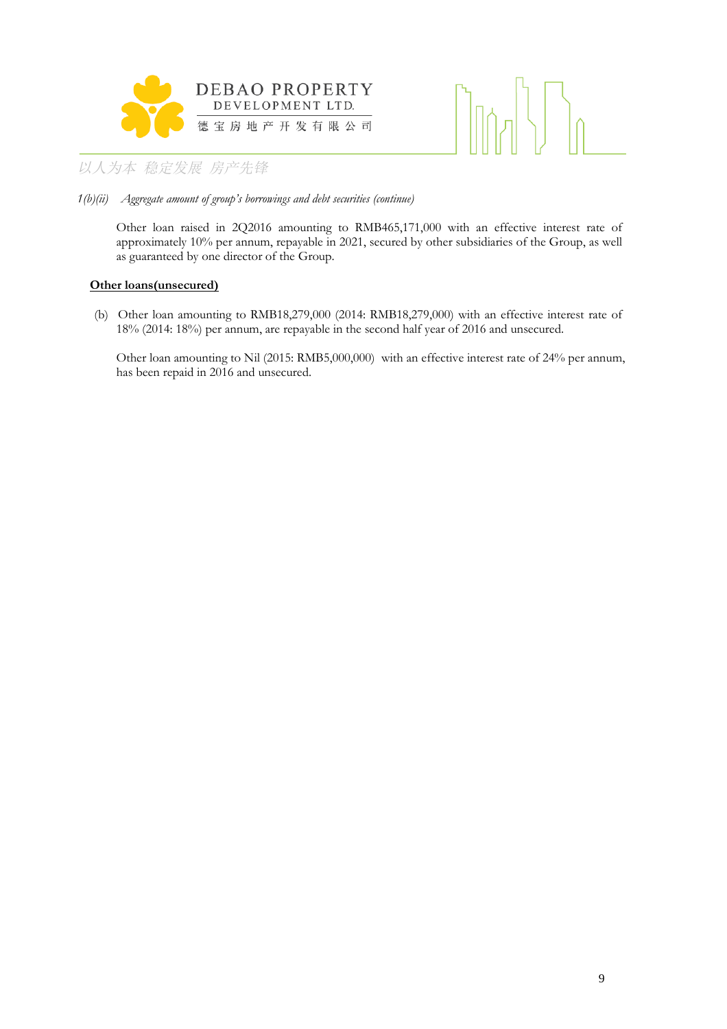*1(b)(ii) Aggregate amount of group's borrowings and debt securities (continue)*

Other loan raised in 2Q2016 amounting to RMB465,171,000 with an effective interest rate of approximately 10% per annum, repayable in 2021, secured by other subsidiaries of the Group, as well as guaranteed by one director of the Group.

**<u>Other loans(unsecured)</u>**

(b) Other loan amounting to RMB18,279,000 (2014: RMB18,279,000) with an effective interest rate of 18% (2014: 18%) per annum, are repayable in the second half year of 2016 and unsecured.

Other loan amounting to Nil (2015: RMB5,000,000) with an effective interest rate of 24% per annum, has been repaid in 2016 and unsecured.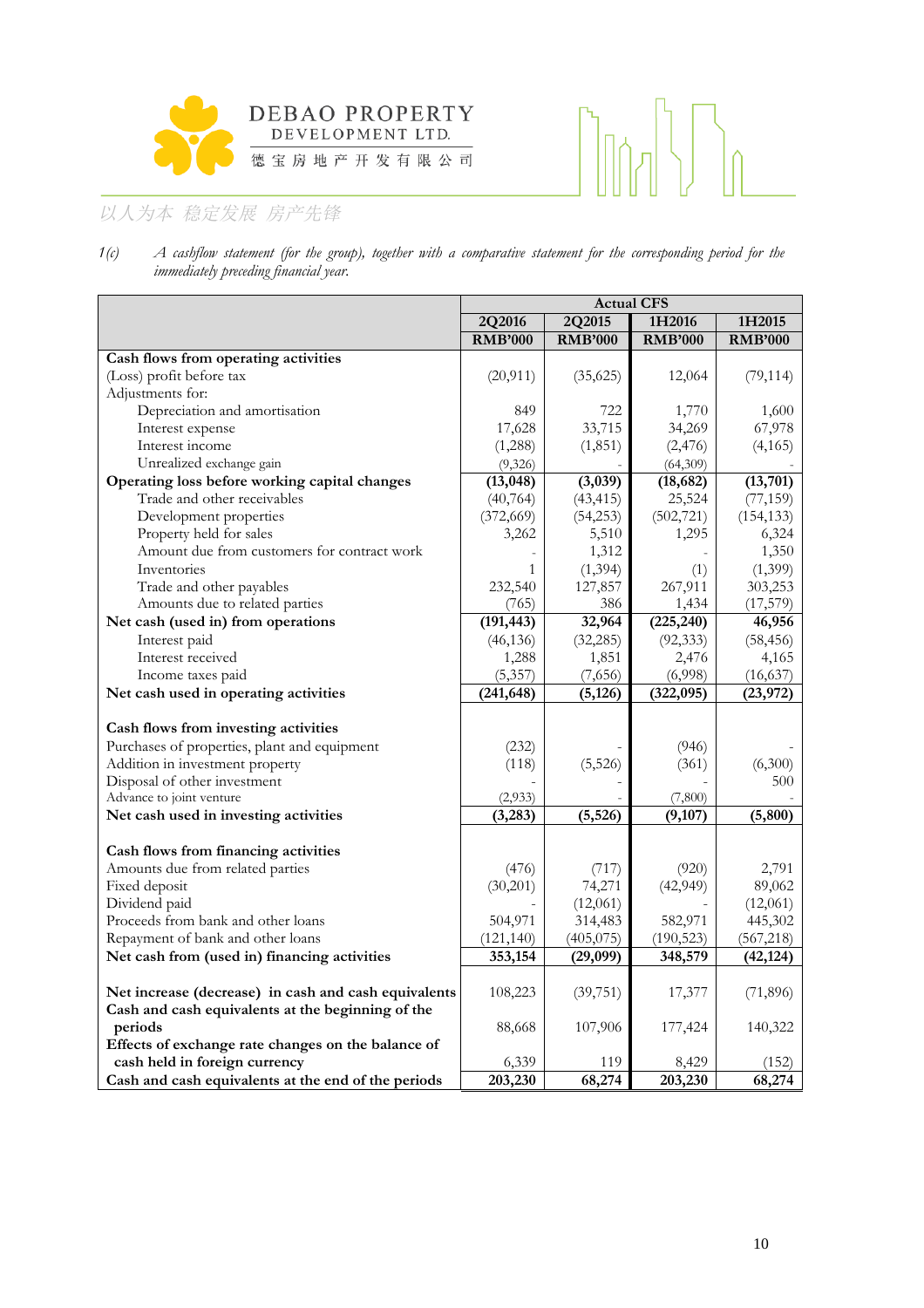1(c) *A cashflow statement (for the group), together with a comparative statement for the corresponding period for the immediately preceding financial year.*

| | Actual CFS | | | |
|---|---|---|---|---|
| | 2Q2016 | 2Q2015 | 1H2016 | 1H2015 |
| | RMB'000 | RMB'000 | RMB'000 | RMB'000 |
| **Cash flows from operating activities** | | | | |
| (Loss) profit before tax | (20,911) | (35,625) | 12,064 | (79,114) |
| Adjustments for: | | | | |
| Depreciation and amortisation | 849 | 722 | 1,770 | 1,600 |
| Interest expense | 17,628 | 33,715 | 34,269 | 67,978 |
| Interest income | (1,288) | (1,851) | (2,476) | (4,165) |
| Unrealized exchange gain | (9,326) | - | (64,309) | - |
| **Operating loss before working capital changes** | **(13,048)** | **(3,039)** | **(18,682)** | **(13,701)** |
| Trade and other receivables | (40,764) | (43,415) | 25,524 | (77,159) |
| Development properties | (372,669) | (54,253) | (502,721) | (154,133) |
| Property held for sales | 3,262 | 5,510 | 1,295 | 6,324 |
| Amount due from customers for contract work | - | 1,312 | - | 1,350 |
| Inventories | 1 | (1,394) | (1) | (1,399) |
| Trade and other payables | 232,540 | 127,857 | 267,911 | 303,253 |
| Amounts due to related parties | (765) | 386 | 1,434 | (17,579) |
| **Net cash (used in) from operations** | **(191,443)** | **32,964** | **(225,240)** | **46,956** |
| Interest paid | (46,136) | (32,285) | (92,333) | (58,456) |
| Interest received | 1,288 | 1,851 | 2,476 | 4,165 |
| Income taxes paid | (5,357) | (7,656) | (6,998) | (16,637) |
| **Net cash used in operating activities** | **(241,648)** | **(5,126)** | **(322,095)** | **(23,972)** |
| | | | | |
| **Cash flows from investing activities** | | | | |
| Purchases of properties, plant and equipment | (232) | - | (946) | - |
| Addition in investment property | (118) | (5,526) | (361) | (6,300) |
| Disposal of other investment | - | - | - | 500 |
| Advance to joint venture | (2,933) | - | (7,800) | - |
| **Net cash used in investing activities** | **(3,283)** | **(5,526)** | **(9,107)** | **(5,800)** |
| | | | | |
| **Cash flows from financing activities** | | | | |
| Amounts due from related parties | (476) | (717) | (920) | 2,791 |
| Fixed deposit | (30,201) | 74,271 | (42,949) | 89,062 |
| Dividend paid | - | (12,061) | - | (12,061) |
| Proceeds from bank and other loans | 504,971 | 314,483 | 582,971 | 445,302 |
| Repayment of bank and other loans | (121,140) | (405,075) | (190,523) | (567,218) |
| **Net cash from (used in) financing activities** | **353,154** | **(29,099)** | **348,579** | **(42,124)** |
| | | | | |
| **Net increase (decrease) in cash and cash equivalents** | 108,223 | (39,751) | 17,377 | (71,896) |
| **Cash and cash equivalents at the beginning of the periods** | 88,668 | 107,906 | 177,424 | 140,322 |
| **Effects of exchange rate changes on the balance of cash held in foreign currency** | 6,339 | 119 | 8,429 | (152) |
| **Cash and cash equivalents at the end of the periods** | **203,230** | **68,274** | **203,230** | **68,274** |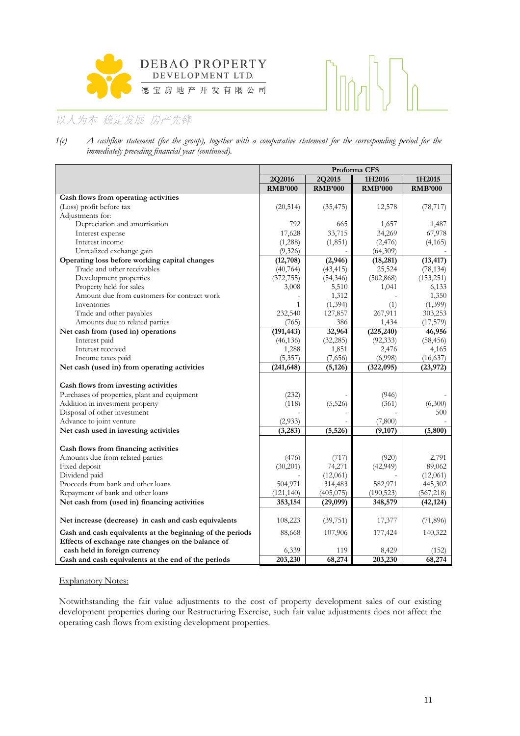1(c) *A cashflow statement (for the group), together with a comparative statement for the corresponding period for the immediately preceding financial year (continued).*

| | Proforma CFS | | | |
|---|---|---|---|---|
| | 2Q2016 | 2Q2015 | 1H2016 | 1H2015 |
| | RMB'000 | RMB'000 | RMB'000 | RMB'000 |
| **Cash flows from operating activities** | | | | |
| (Loss) profit before tax | (20,514) | (35,475) | 12,578 | (78,717) |
| Adjustments for: | | | | |
| Depreciation and amortisation | 792 | 665 | 1,657 | 1,487 |
| Interest expense | 17,628 | 33,715 | 34,269 | 67,978 |
| Interest income | (1,288) | (1,851) | (2,476) | (4,165) |
| Unrealized exchange gain | (9,326) | - | (64,309) | - |
| **Operating loss before working capital changes** | **(12,708)** | **(2,946)** | **(18,281)** | **(13,417)** |
| Trade and other receivables | (40,764) | (43,415) | 25,524 | (78,134) |
| Development properties | (372,755) | (54,346) | (502,868) | (153,251) |
| Property held for sales | 3,008 | 5,510 | 1,041 | 6,133 |
| Amount due from customers for contract work | - | 1,312 | - | 1,350 |
| Inventories | 1 | (1,394) | (1) | (1,399) |
| Trade and other payables | 232,540 | 127,857 | 267,911 | 303,253 |
| Amounts due to related parties | (765) | 386 | 1,434 | (17,579) |
| **Net cash from (used in) operations** | **(191,443)** | **32,964** | **(225,240)** | **46,956** |
| Interest paid | (46,136) | (32,285) | (92,333) | (58,456) |
| Interest received | 1,288 | 1,851 | 2,476 | 4,165 |
| Income taxes paid | (5,357) | (7,656) | (6,998) | (16,637) |
| **Net cash (used in) from operating activities** | **(241,648)** | **(5,126)** | **(322,095)** | **(23,972)** |
| | | | | |
| **Cash flows from investing activities** | | | | |
| Purchases of properties, plant and equipment | (232) | - | (946) | - |
| Addition in investment property | (118) | (5,526) | (361) | (6,300) |
| Disposal of other investment | - | - | - | 500 |
| Advance to joint venture | (2,933) | - | (7,800) | - |
| **Net cash used in investing activities** | **(3,283)** | **(5,526)** | **(9,107)** | **(5,800)** |
| | | | | |
| **Cash flows from financing activities** | | | | |
| Amounts due from related parties | (476) | (717) | (920) | 2,791 |
| Fixed deposit | (30,201) | 74,271 | (42,949) | 89,062 |
| Dividend paid | - | (12,061) | - | (12,061) |
| Proceeds from bank and other loans | 504,971 | 314,483 | 582,971 | 445,302 |
| Repayment of bank and other loans | (121,140) | (405,075) | (190,523) | (567,218) |
| **Net cash from (used in) financing activities** | **353,154** | **(29,099)** | **348,579** | **(42,124)** |
| | | | | |
| **Net increase (decrease) in cash and cash equivalents** | 108,223 | (39,751) | 17,377 | (71,896) |
| **Cash and cash equivalents at the beginning of the periods** | 88,668 | 107,906 | 177,424 | 140,322 |
| **Effects of exchange rate changes on the balance of cash held in foreign currency** | 6,339 | 119 | 8,429 | (152) |
| **Cash and cash equivalents at the end of the periods** | **203,230** | **68,274** | **203,230** | **68,274** |

Explanatory Notes:

Notwithstanding the fair value adjustments to the cost of property development sales of our existing development properties during our Restructuring Exercise, such fair value adjustments does not affect the operating cash flows from existing development properties.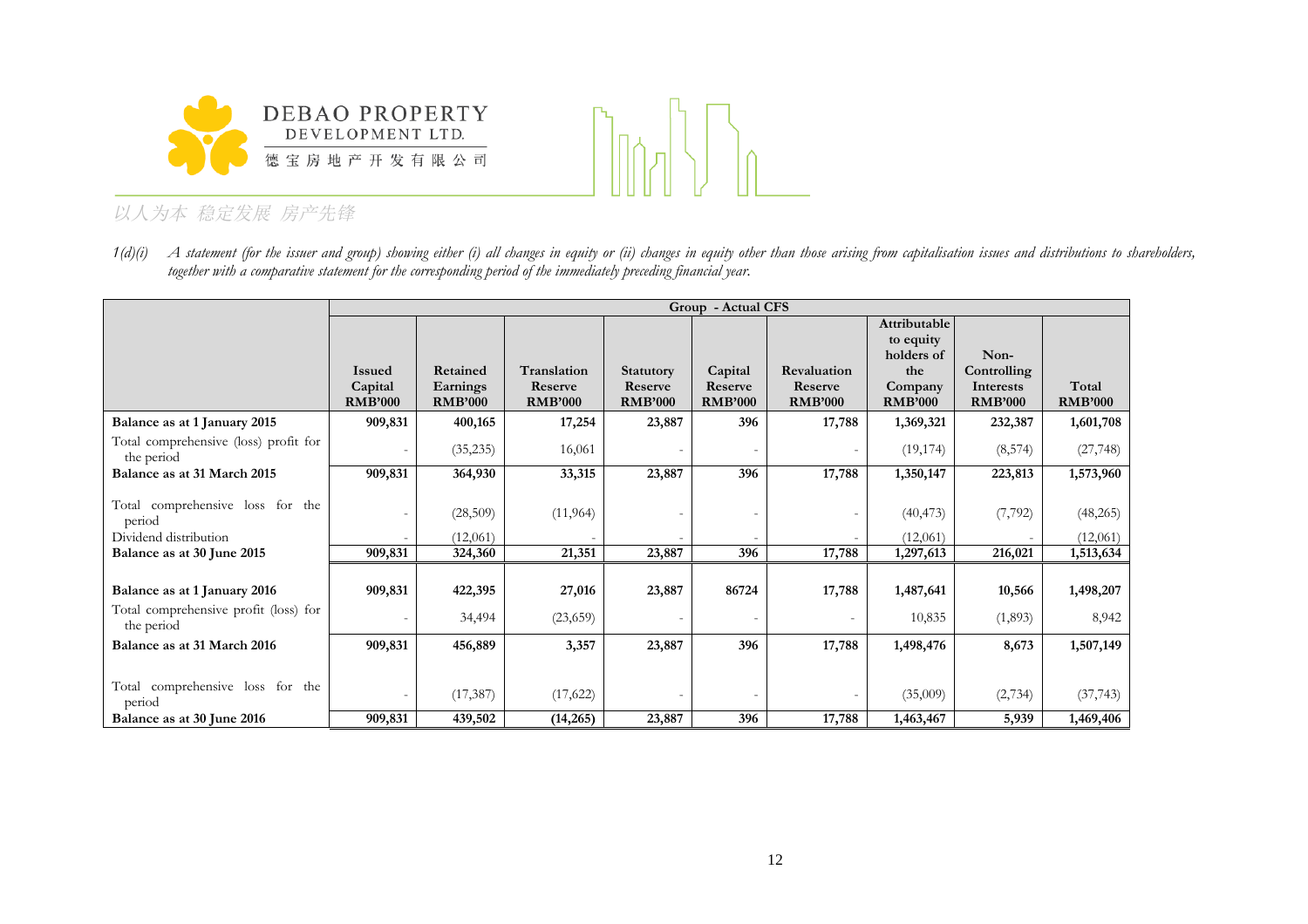以人为本 稳定发展 房产先锋

*1(d)(i) A statement (for the issuer and group) showing either (i) all changes in equity or (ii) changes in equity other than those arising from capitalisation issues and distributions to shareholders, together with a comparative statement for the corresponding period of the immediately preceding financial year.*

| | Group - Actual CFS | | | | | | | | |
|---|---|---|---|---|---|---|---|---|---|
| | **Issued Capital RMB'000** | **Retained Earnings RMB'000** | **Translation Reserve RMB'000** | **Statutory Reserve RMB'000** | **Capital Reserve RMB'000** | **Revaluation Reserve RMB'000** | **Attributable to equity holders of the Company RMB'000** | **Non-Controlling Interests RMB'000** | **Total RMB'000** |
| **Balance as at 1 January 2015** | **909,831** | **400,165** | **17,254** | **23,887** | **396** | **17,788** | **1,369,321** | **232,387** | **1,601,708** |
| Total comprehensive (loss) profit for the period | - | (35,235) | 16,061 | - | - | - | (19,174) | (8,574) | (27,748) |
| **Balance as at 31 March 2015** | **909,831** | **364,930** | **33,315** | **23,887** | **396** | **17,788** | **1,350,147** | **223,813** | **1,573,960** |
| Total comprehensive loss for the period | - | (28,509) | (11,964) | - | - | - | (40,473) | (7,792) | (48,265) |
| Dividend distribution | - | (12,061) | - | - | - | - | (12,061) | - | (12,061) |
| **Balance as at 30 June 2015** | **909,831** | **324,360** | **21,351** | **23,887** | **396** | **17,788** | **1,297,613** | **216,021** | **1,513,634** |
| **Balance as at 1 January 2016** | **909,831** | **422,395** | **27,016** | **23,887** | **86724** | **17,788** | **1,487,641** | **10,566** | **1,498,207** |
| Total comprehensive profit (loss) for the period | - | 34,494 | (23,659) | - | - | - | 10,835 | (1,893) | 8,942 |
| **Balance as at 31 March 2016** | **909,831** | **456,889** | **3,357** | **23,887** | **396** | **17,788** | **1,498,476** | **8,673** | **1,507,149** |
| Total comprehensive loss for the period | - | (17,387) | (17,622) | - | - | - | (35,009) | (2,734) | (37,743) |
| **Balance as at 30 June 2016** | **909,831** | **439,502** | **(14,265)** | **23,887** | **396** | **17,788** | **1,463,467** | **5,939** | **1,469,406** |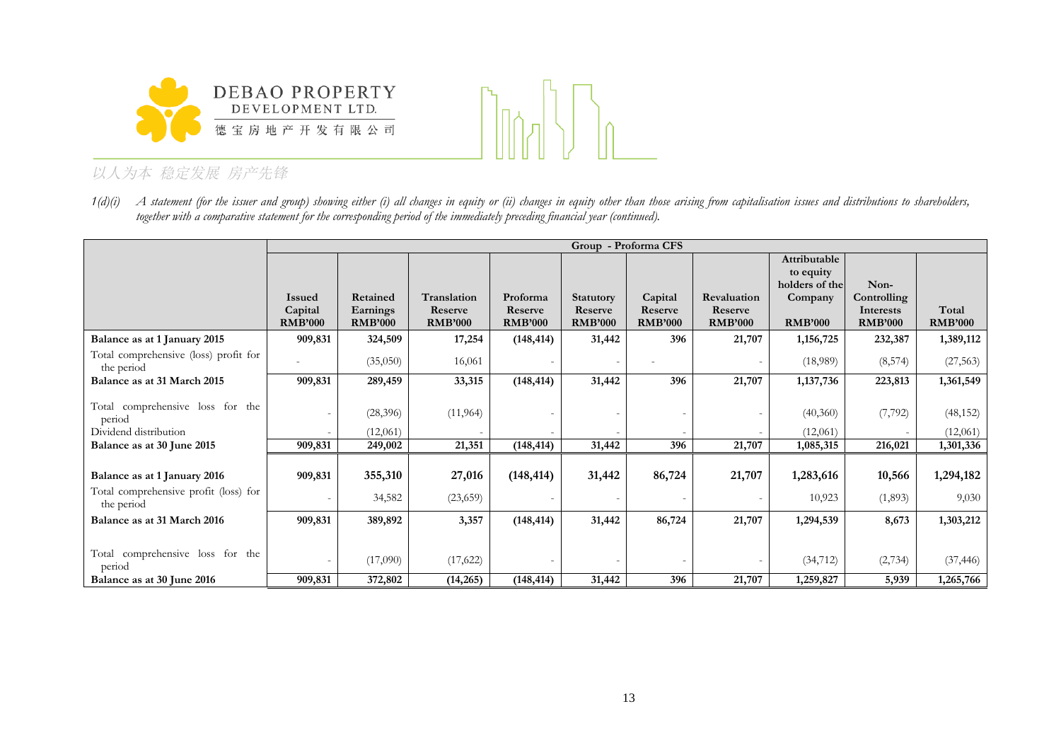*1(d)(i) A statement (for the issuer and group) showing either (i) all changes in equity or (ii) changes in equity other than those arising from capitalisation issues and distributions to shareholders, together with a comparative statement for the corresponding period of the immediately preceding financial year (continued).*

| | Group - Proforma CFS | | | | | | | | | |
|---|---|---|---|---|---|---|---|---|---|---|
| | **Issued Capital RMB'000** | **Retained Earnings RMB'000** | **Translation Reserve RMB'000** | **Proforma Reserve RMB'000** | **Statutory Reserve RMB'000** | **Capital Reserve RMB'000** | **Revaluation Reserve RMB'000** | **Attributable to equity holders of the Company RMB'000** | **Non-Controlling Interests RMB'000** | **Total RMB'000** |
| **Balance as at 1 January 2015** | **909,831** | **324,509** | **17,254** | **(148,414)** | **31,442** | **396** | **21,707** | **1,156,725** | **232,387** | **1,389,112** |
| Total comprehensive (loss) profit for the period | - | (35,050) | 16,061 | - | - | - | - | (18,989) | (8,574) | (27,563) |
| **Balance as at 31 March 2015** | **909,831** | **289,459** | **33,315** | **(148,414)** | **31,442** | **396** | **21,707** | **1,137,736** | **223,813** | **1,361,549** |
| Total comprehensive loss for the period | - | (28,396) | (11,964) | - | - | - | - | (40,360) | (7,792) | (48,152) |
| Dividend distribution | - | (12,061) | - | - | - | - | - | (12,061) | - | (12,061) |
| **Balance as at 30 June 2015** | **909,831** | **249,002** | **21,351** | **(148,414)** | **31,442** | **396** | **21,707** | **1,085,315** | **216,021** | **1,301,336** |
| **Balance as at 1 January 2016** | **909,831** | **355,310** | **27,016** | **(148,414)** | **31,442** | **86,724** | **21,707** | **1,283,616** | **10,566** | **1,294,182** |
| Total comprehensive profit (loss) for the period | - | 34,582 | (23,659) | - | - | - | - | 10,923 | (1,893) | 9,030 |
| **Balance as at 31 March 2016** | **909,831** | **389,892** | **3,357** | **(148,414)** | **31,442** | **86,724** | **21,707** | **1,294,539** | **8,673** | **1,303,212** |
| Total comprehensive loss for the period | - | (17,090) | (17,622) | - | - | - | - | (34,712) | (2,734) | (37,446) |
| **Balance as at 30 June 2016** | **909,831** | **372,802** | **(14,265)** | **(148,414)** | **31,442** | **396** | **21,707** | **1,259,827** | **5,939** | **1,265,766** |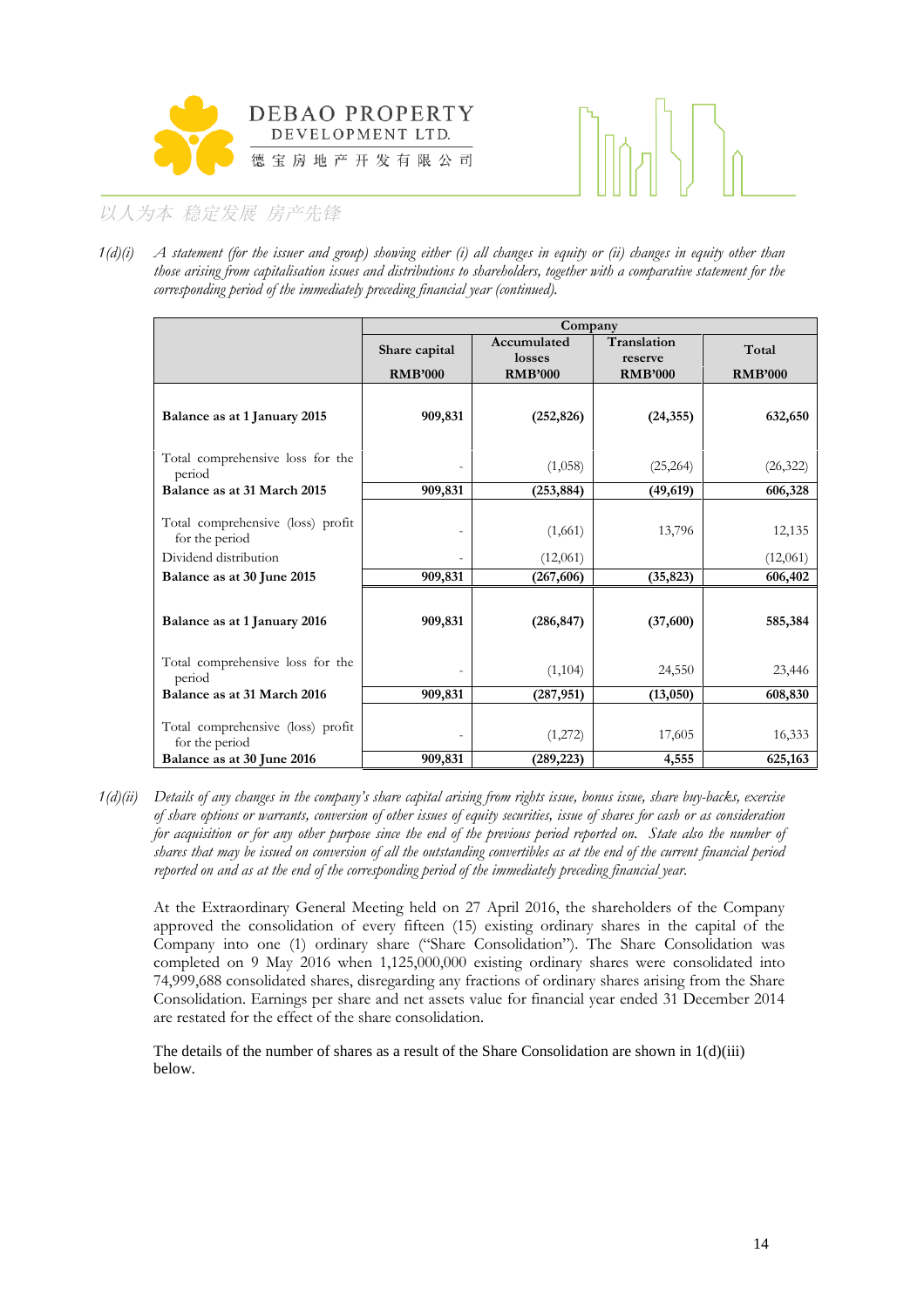1(d)(i) *A statement (for the issuer and group) showing either (i) all changes in equity or (ii) changes in equity other than those arising from capitalisation issues and distributions to shareholders, together with a comparative statement for the corresponding period of the immediately preceding financial year (continued).*

| | Company | | | |
|---|---|---|---|---|
| | Share capital RMB'000 | Accumulated losses RMB'000 | Translation reserve RMB'000 | Total RMB'000 |
| **Balance as at 1 January 2015** | **909,831** | **(252,826)** | **(24,355)** | **632,650** |
| Total comprehensive loss for the period | - | (1,058) | (25,264) | (26,322) |
| **Balance as at 31 March 2015** | **909,831** | **(253,884)** | **(49,619)** | **606,328** |
| Total comprehensive (loss) profit for the period | - | (1,661) | 13,796 | 12,135 |
| Dividend distribution | - | (12,061) | | (12,061) |
| **Balance as at 30 June 2015** | **909,831** | **(267,606)** | **(35,823)** | **606,402** |
| **Balance as at 1 January 2016** | **909,831** | **(286,847)** | **(37,600)** | **585,384** |
| Total comprehensive loss for the period | - | (1,104) | 24,550 | 23,446 |
| **Balance as at 31 March 2016** | **909,831** | **(287,951)** | **(13,050)** | **608,830** |
| Total comprehensive (loss) profit for the period | - | (1,272) | 17,605 | 16,333 |
| **Balance as at 30 June 2016** | **909,831** | **(289,223)** | **4,555** | **625,163** |

1(d)(ii) *Details of any changes in the company's share capital arising from rights issue, bonus issue, share buy-backs, exercise of share options or warrants, conversion of other issues of equity securities, issue of shares for cash or as consideration for acquisition or for any other purpose since the end of the previous period reported on. State also the number of shares that may be issued on conversion of all the outstanding convertibles as at the end of the current financial period reported on and as at the end of the corresponding period of the immediately preceding financial year.*

At the Extraordinary General Meeting held on 27 April 2016, the shareholders of the Company approved the consolidation of every fifteen (15) existing ordinary shares in the capital of the Company into one (1) ordinary share ("Share Consolidation"). The Share Consolidation was completed on 9 May 2016 when 1,125,000,000 existing ordinary shares were consolidated into 74,999,688 consolidated shares, disregarding any fractions of ordinary shares arising from the Share Consolidation. Earnings per share and net assets value for financial year ended 31 December 2014 are restated for the effect of the share consolidation.

The details of the number of shares as a result of the Share Consolidation are shown in 1(d)(iii) below.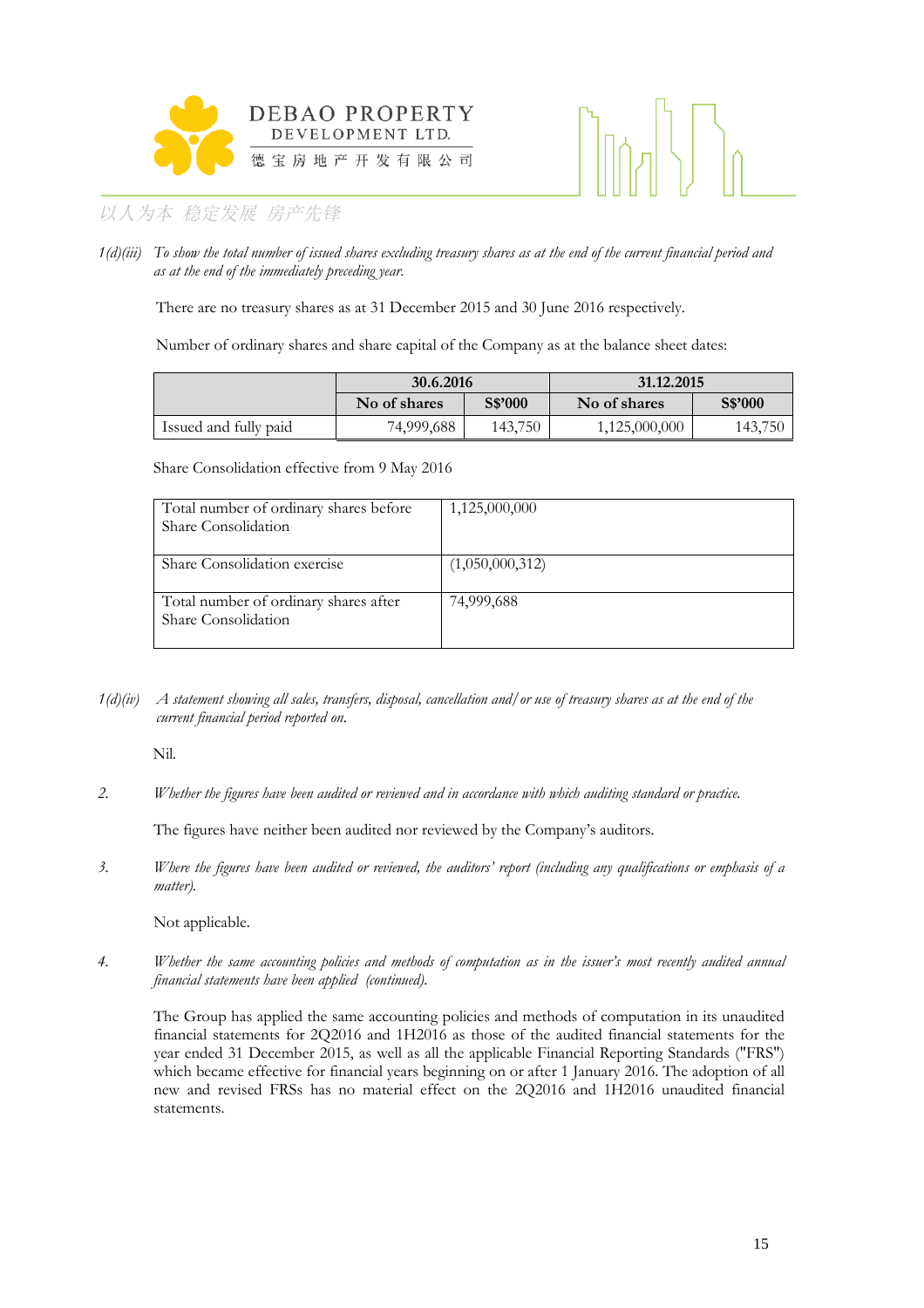*1(d)(iii) To show the total number of issued shares excluding treasury shares as at the end of the current financial period and as at the end of the immediately preceding year.*

There are no treasury shares as at 31 December 2015 and 30 June 2016 respectively.

Number of ordinary shares and share capital of the Company as at the balance sheet dates:

| | 30.6.2016 | | 31.12.2015 | |
|---|---|---|---|---|
| | No of shares | S$'000 | No of shares | S$'000 |
| Issued and fully paid | 74,999,688 | 143,750 | 1,125,000,000 | 143,750 |

Share Consolidation effective from 9 May 2016

| | |
|---|---|
| Total number of ordinary shares before Share Consolidation | 1,125,000,000 |
| Share Consolidation exercise | (1,050,000,312) |
| Total number of ordinary shares after Share Consolidation | 74,999,688 |

*1(d)(iv) A statement showing all sales, transfers, disposal, cancellation and/or use of treasury shares as at the end of the current financial period reported on.*

Nil.

*2. Whether the figures have been audited or reviewed and in accordance with which auditing standard or practice.*

The figures have neither been audited nor reviewed by the Company's auditors.

*3. Where the figures have been audited or reviewed, the auditors' report (including any qualifications or emphasis of a matter).*

Not applicable.

*4. Whether the same accounting policies and methods of computation as in the issuer's most recently audited annual financial statements have been applied (continued).*

The Group has applied the same accounting policies and methods of computation in its unaudited financial statements for 2Q2016 and 1H2016 as those of the audited financial statements for the year ended 31 December 2015, as well as all the applicable Financial Reporting Standards ("FRS") which became effective for financial years beginning on or after 1 January 2016. The adoption of all new and revised FRSs has no material effect on the 2Q2016 and 1H2016 unaudited financial statements.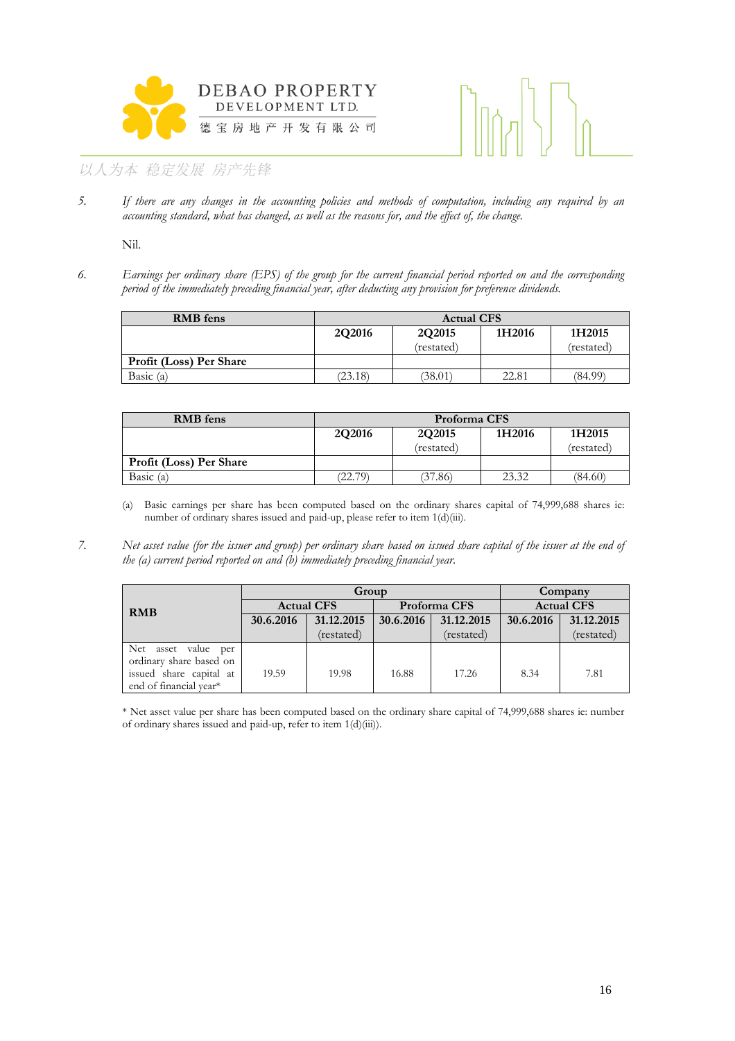5. *If there are any changes in the accounting policies and methods of computation, including any required by an accounting standard, what has changed, as well as the reasons for, and the effect of, the change.*

Nil.

6. *Earnings per ordinary share (EPS) of the group for the current financial period reported on and the corresponding period of the immediately preceding financial year, after deducting any provision for preference dividends.*

| RMB fens | Actual CFS | | | |
|---|---|---|---|---|
| | **2Q2016** | **2Q2015** (restated) | **1H2016** | **1H2015** (restated) |
| **Profit (Loss) Per Share** | | | | |
| Basic (a) | (23.18) | (38.01) | 22.81 | (84.99) |

| RMB fens | Proforma CFS | | | |
|---|---|---|---|---|
| | **2Q2016** | **2Q2015** (restated) | **1H2016** | **1H2015** (restated) |
| **Profit (Loss) Per Share** | | | | |
| Basic (a) | (22.79) | (37.86) | 23.32 | (84.60) |

(a) Basic earnings per share has been computed based on the ordinary shares capital of 74,999,688 shares ie: number of ordinary shares issued and paid-up, please refer to item 1(d)(iii).

7. *Net asset value (for the issuer and group) per ordinary share based on issued share capital of the issuer at the end of the (a) current period reported on and (b) immediately preceding financial year.*

| **RMB** | **Group** | | | | **Company** | |
|---|---|---|---|---|---|---|
| | **Actual CFS** | | **Proforma CFS** | | **Actual CFS** | |
| | **30.6.2016** | **31.12.2015** (restated) | **30.6.2016** | **31.12.2015** (restated) | **30.6.2016** | **31.12.2015** (restated) |
| Net asset value per ordinary share based on issued share capital at end of financial year* | 19.59 | 19.98 | 16.88 | 17.26 | 8.34 | 7.81 |

\* Net asset value per share has been computed based on the ordinary share capital of 74,999,688 shares ie: number of ordinary shares issued and paid-up, refer to item 1(d)(iii)).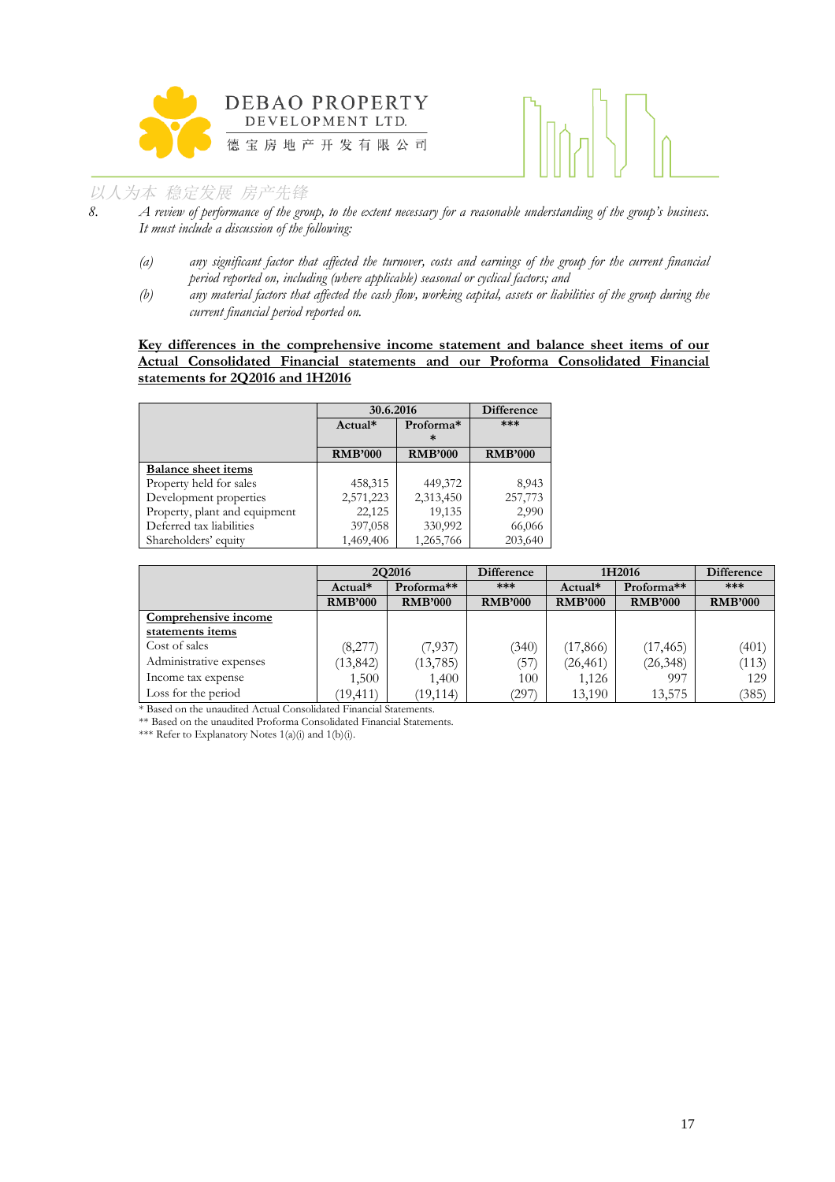8. *A review of performance of the group, to the extent necessary for a reasonable understanding of the group's business. It must include a discussion of the following:*

   (a) *any significant factor that affected the turnover, costs and earnings of the group for the current financial period reported on, including (where applicable) seasonal or cyclical factors; and*

   (b) *any material factors that affected the cash flow, working capital, assets or liabilities of the group during the current financial period reported on.*

**Key differences in the comprehensive income statement and balance sheet items of our Actual Consolidated Financial statements and our Proforma Consolidated Financial statements for 2Q2016 and 1H2016**

| | 30.6.2016 | | Difference |
|---|---|---|---|
| | Actual* | Proforma** | *** |
| | RMB'000 | RMB'000 | RMB'000 |
| **Balance sheet items** | | | |
| Property held for sales | 458,315 | 449,372 | 8,943 |
| Development properties | 2,571,223 | 2,313,450 | 257,773 |
| Property, plant and equipment | 22,125 | 19,135 | 2,990 |
| Deferred tax liabilities | 397,058 | 330,992 | 66,066 |
| Shareholders' equity | 1,469,406 | 1,265,766 | 203,640 |

| | 2Q2016 | | Difference | 1H2016 | | Difference |
|---|---|---|---|---|---|---|
| | Actual* | Proforma** | *** | Actual* | Proforma** | *** |
| | RMB'000 | RMB'000 | RMB'000 | RMB'000 | RMB'000 | RMB'000 |
| **Comprehensive income statements items** | | | | | | |
| Cost of sales | (8,277) | (7,937) | (340) | (17,866) | (17,465) | (401) |
| Administrative expenses | (13,842) | (13,785) | (57) | (26,461) | (26,348) | (113) |
| Income tax expense | 1,500 | 1,400 | 100 | 1,126 | 997 | 129 |
| Loss for the period | (19,411) | (19,114) | (297) | 13,190 | 13,575 | (385) |

\* Based on the unaudited Actual Consolidated Financial Statements.

** Based on the unaudited Proforma Consolidated Financial Statements.

*** Refer to Explanatory Notes 1(a)(i) and 1(b)(i).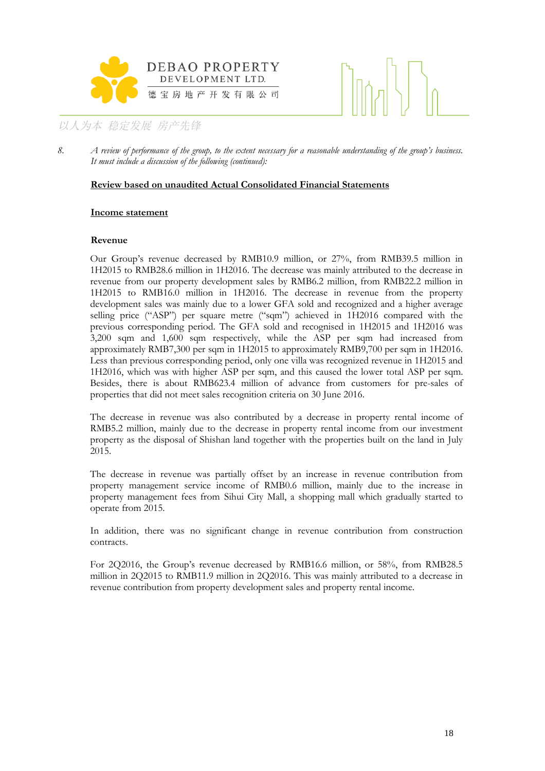8. *A review of performance of the group, to the extent necessary for a reasonable understanding of the group's business. It must include a discussion of the following (continued):*

**Review based on unaudited Actual Consolidated Financial Statements**

**Income statement**

**Revenue**

Our Group's revenue decreased by RMB10.9 million, or 27%, from RMB39.5 million in 1H2015 to RMB28.6 million in 1H2016. The decrease was mainly attributed to the decrease in revenue from our property development sales by RMB6.2 million, from RMB22.2 million in 1H2015 to RMB16.0 million in 1H2016. The decrease in revenue from the property development sales was mainly due to a lower GFA sold and recognized and a higher average selling price ("ASP") per square metre ("sqm") achieved in 1H2016 compared with the previous corresponding period. The GFA sold and recognised in 1H2015 and 1H2016 was 3,200 sqm and 1,600 sqm respectively, while the ASP per sqm had increased from approximately RMB7,300 per sqm in 1H2015 to approximately RMB9,700 per sqm in 1H2016. Less than previous corresponding period, only one villa was recognized revenue in 1H2015 and 1H2016, which was with higher ASP per sqm, and this caused the lower total ASP per sqm. Besides, there is about RMB623.4 million of advance from customers for pre-sales of properties that did not meet sales recognition criteria on 30 June 2016.

The decrease in revenue was also contributed by a decrease in property rental income of RMB5.2 million, mainly due to the decrease in property rental income from our investment property as the disposal of Shishan land together with the properties built on the land in July 2015.

The decrease in revenue was partially offset by an increase in revenue contribution from property management service income of RMB0.6 million, mainly due to the increase in property management fees from Sihui City Mall, a shopping mall which gradually started to operate from 2015.

In addition, there was no significant change in revenue contribution from construction contracts.

For 2Q2016, the Group's revenue decreased by RMB16.6 million, or 58%, from RMB28.5 million in 2Q2015 to RMB11.9 million in 2Q2016. This was mainly attributed to a decrease in revenue contribution from property development sales and property rental income.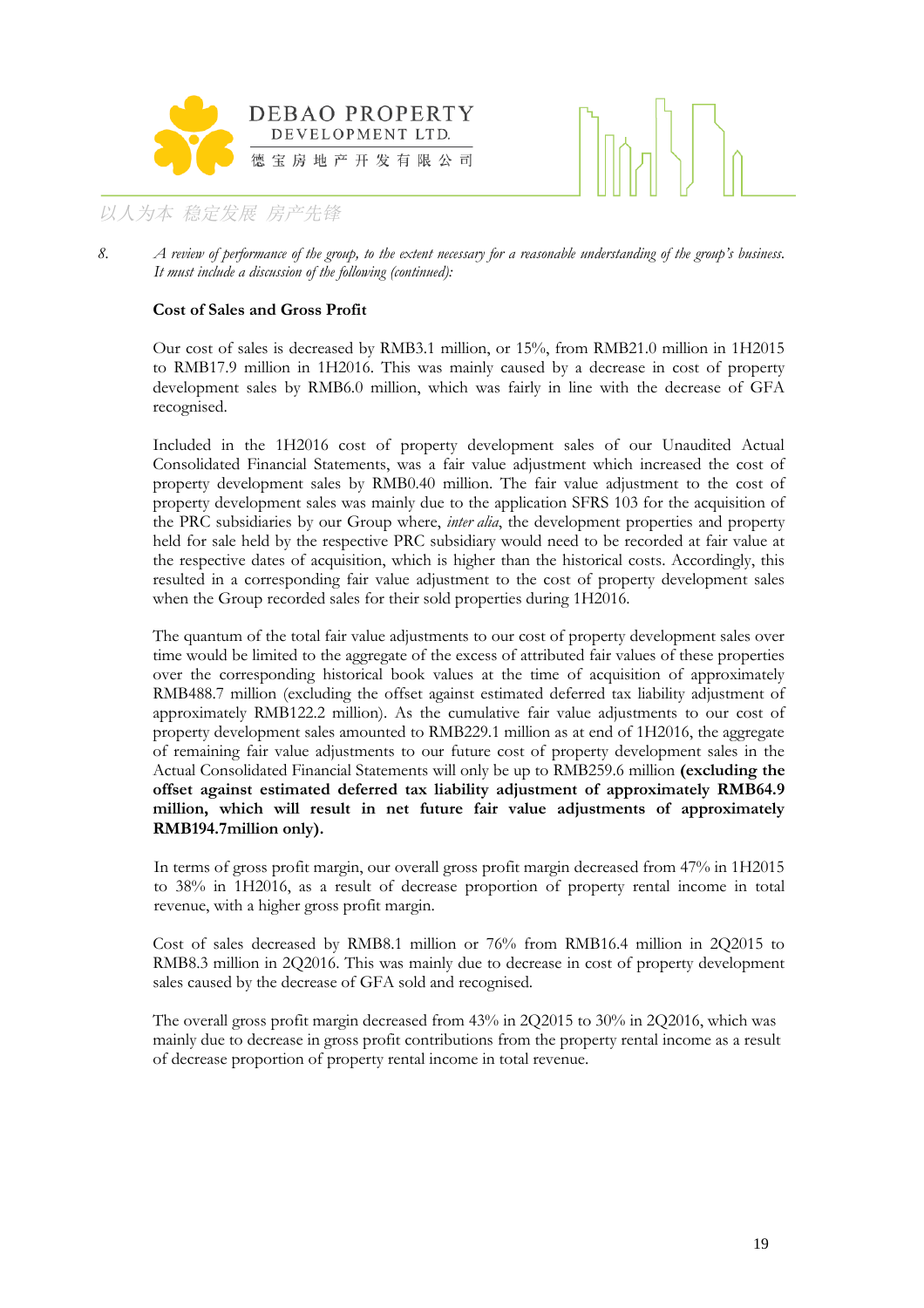8. *A review of performance of the group, to the extent necessary for a reasonable understanding of the group's business. It must include a discussion of the following (continued):*

**Cost of Sales and Gross Profit**

Our cost of sales is decreased by RMB3.1 million, or 15%, from RMB21.0 million in 1H2015 to RMB17.9 million in 1H2016. This was mainly caused by a decrease in cost of property development sales by RMB6.0 million, which was fairly in line with the decrease of GFA recognised.

Included in the 1H2016 cost of property development sales of our Unaudited Actual Consolidated Financial Statements, was a fair value adjustment which increased the cost of property development sales by RMB0.40 million. The fair value adjustment to the cost of property development sales was mainly due to the application SFRS 103 for the acquisition of the PRC subsidiaries by our Group where, *inter alia*, the development properties and property held for sale held by the respective PRC subsidiary would need to be recorded at fair value at the respective dates of acquisition, which is higher than the historical costs. Accordingly, this resulted in a corresponding fair value adjustment to the cost of property development sales when the Group recorded sales for their sold properties during 1H2016.

The quantum of the total fair value adjustments to our cost of property development sales over time would be limited to the aggregate of the excess of attributed fair values of these properties over the corresponding historical book values at the time of acquisition of approximately RMB488.7 million (excluding the offset against estimated deferred tax liability adjustment of approximately RMB122.2 million). As the cumulative fair value adjustments to our cost of property development sales amounted to RMB229.1 million as at end of 1H2016, the aggregate of remaining fair value adjustments to our future cost of property development sales in the Actual Consolidated Financial Statements will only be up to RMB259.6 million **(excluding the offset against estimated deferred tax liability adjustment of approximately RMB64.9 million, which will result in net future fair value adjustments of approximately RMB194.7million only).**

In terms of gross profit margin, our overall gross profit margin decreased from 47% in 1H2015 to 38% in 1H2016, as a result of decrease proportion of property rental income in total revenue, with a higher gross profit margin.

Cost of sales decreased by RMB8.1 million or 76% from RMB16.4 million in 2Q2015 to RMB8.3 million in 2Q2016. This was mainly due to decrease in cost of property development sales caused by the decrease of GFA sold and recognised.

The overall gross profit margin decreased from 43% in 2Q2015 to 30% in 2Q2016, which was mainly due to decrease in gross profit contributions from the property rental income as a result of decrease proportion of property rental income in total revenue.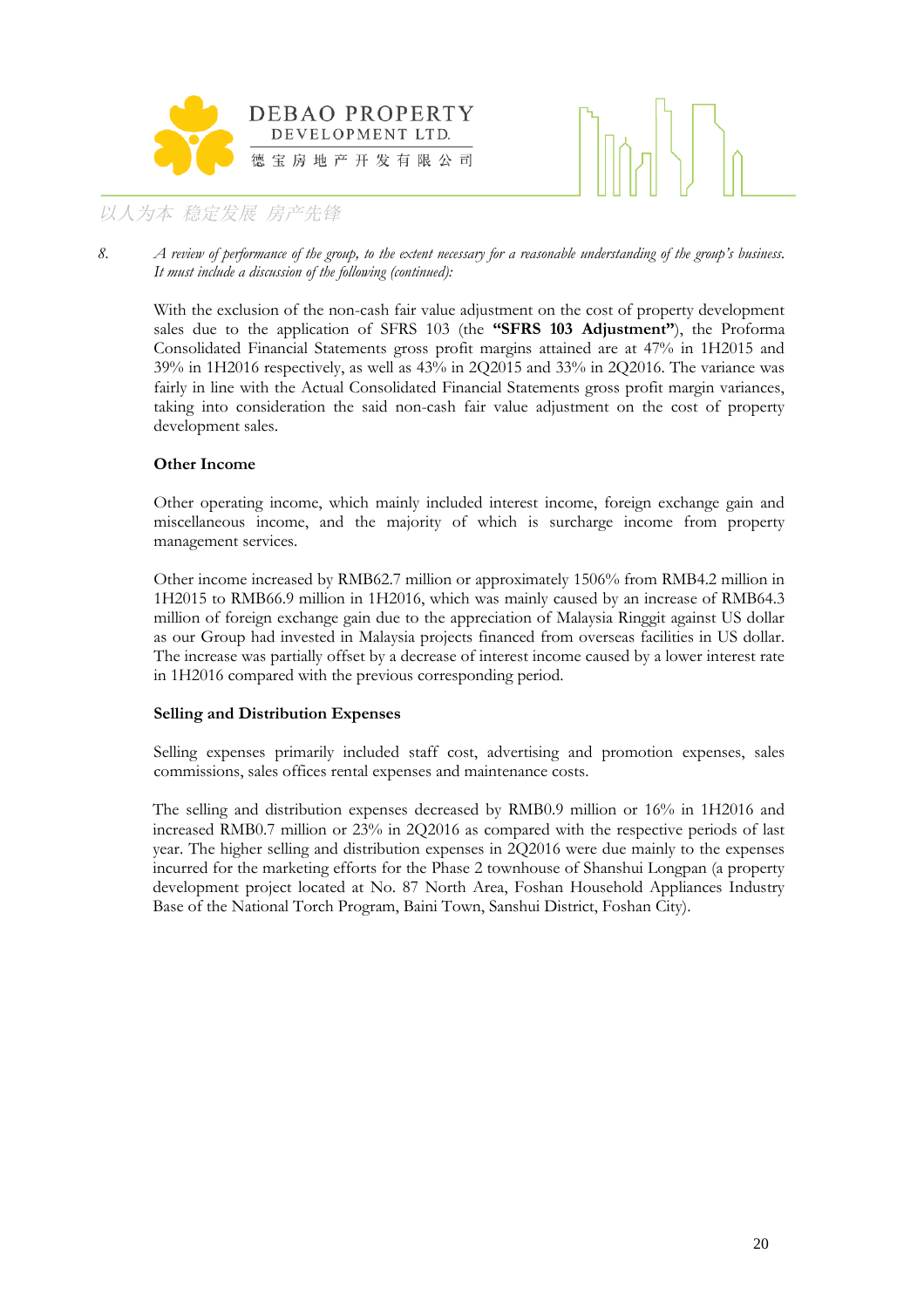8. *A review of performance of the group, to the extent necessary for a reasonable understanding of the group's business. It must include a discussion of the following (continued):*

With the exclusion of the non-cash fair value adjustment on the cost of property development sales due to the application of SFRS 103 (the **"SFRS 103 Adjustment"**), the Proforma Consolidated Financial Statements gross profit margins attained are at 47% in 1H2015 and 39% in 1H2016 respectively, as well as 43% in 2Q2015 and 33% in 2Q2016. The variance was fairly in line with the Actual Consolidated Financial Statements gross profit margin variances, taking into consideration the said non-cash fair value adjustment on the cost of property development sales.

**Other Income**

Other operating income, which mainly included interest income, foreign exchange gain and miscellaneous income, and the majority of which is surcharge income from property management services.

Other income increased by RMB62.7 million or approximately 1506% from RMB4.2 million in 1H2015 to RMB66.9 million in 1H2016, which was mainly caused by an increase of RMB64.3 million of foreign exchange gain due to the appreciation of Malaysia Ringgit against US dollar as our Group had invested in Malaysia projects financed from overseas facilities in US dollar. The increase was partially offset by a decrease of interest income caused by a lower interest rate in 1H2016 compared with the previous corresponding period.

**Selling and Distribution Expenses**

Selling expenses primarily included staff cost, advertising and promotion expenses, sales commissions, sales offices rental expenses and maintenance costs.

The selling and distribution expenses decreased by RMB0.9 million or 16% in 1H2016 and increased RMB0.7 million or 23% in 2Q2016 as compared with the respective periods of last year. The higher selling and distribution expenses in 2Q2016 were due mainly to the expenses incurred for the marketing efforts for the Phase 2 townhouse of Shanshui Longpan (a property development project located at No. 87 North Area, Foshan Household Appliances Industry Base of the National Torch Program, Baini Town, Sanshui District, Foshan City).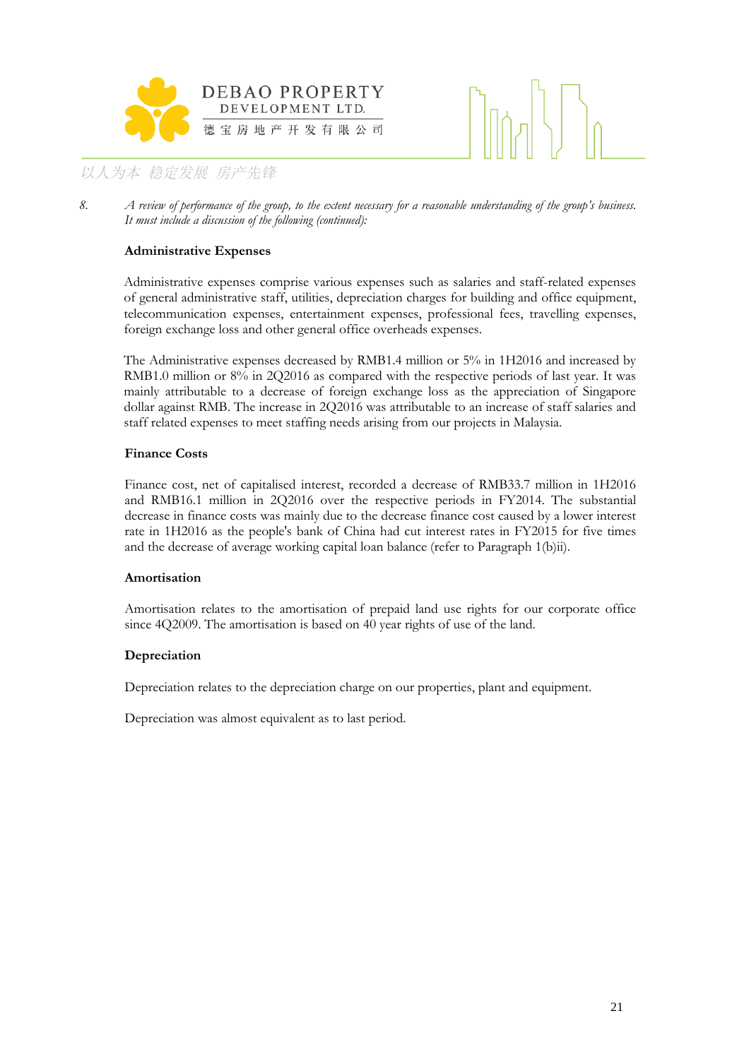8. *A review of performance of the group, to the extent necessary for a reasonable understanding of the group's business. It must include a discussion of the following (continued):*

**Administrative Expenses**

Administrative expenses comprise various expenses such as salaries and staff-related expenses of general administrative staff, utilities, depreciation charges for building and office equipment, telecommunication expenses, entertainment expenses, professional fees, travelling expenses, foreign exchange loss and other general office overheads expenses.

The Administrative expenses decreased by RMB1.4 million or 5% in 1H2016 and increased by RMB1.0 million or 8% in 2Q2016 as compared with the respective periods of last year. It was mainly attributable to a decrease of foreign exchange loss as the appreciation of Singapore dollar against RMB. The increase in 2Q2016 was attributable to an increase of staff salaries and staff related expenses to meet staffing needs arising from our projects in Malaysia.

**Finance Costs**

Finance cost, net of capitalised interest, recorded a decrease of RMB33.7 million in 1H2016 and RMB16.1 million in 2Q2016 over the respective periods in FY2014. The substantial decrease in finance costs was mainly due to the decrease finance cost caused by a lower interest rate in 1H2016 as the people's bank of China had cut interest rates in FY2015 for five times and the decrease of average working capital loan balance (refer to Paragraph 1(b)ii).

**Amortisation**

Amortisation relates to the amortisation of prepaid land use rights for our corporate office since 4Q2009. The amortisation is based on 40 year rights of use of the land.

**Depreciation**

Depreciation relates to the depreciation charge on our properties, plant and equipment.

Depreciation was almost equivalent as to last period.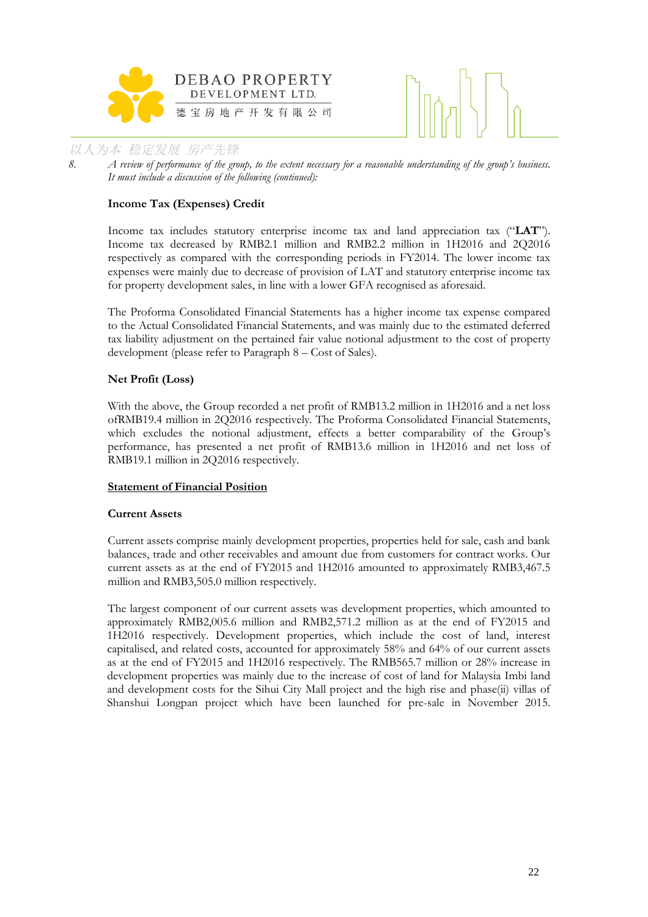8. *A review of performance of the group, to the extent necessary for a reasonable understanding of the group's business. It must include a discussion of the following (continued):*

**Income Tax (Expenses) Credit**

Income tax includes statutory enterprise income tax and land appreciation tax ("**LAT**"). Income tax decreased by RMB2.1 million and RMB2.2 million in 1H2016 and 2Q2016 respectively as compared with the corresponding periods in FY2014. The lower income tax expenses were mainly due to decrease of provision of LAT and statutory enterprise income tax for property development sales, in line with a lower GFA recognised as aforesaid.

The Proforma Consolidated Financial Statements has a higher income tax expense compared to the Actual Consolidated Financial Statements, and was mainly due to the estimated deferred tax liability adjustment on the pertained fair value notional adjustment to the cost of property development (please refer to Paragraph 8 – Cost of Sales).

**Net Profit (Loss)**

With the above, the Group recorded a net profit of RMB13.2 million in 1H2016 and a net loss ofRMB19.4 million in 2Q2016 respectively. The Proforma Consolidated Financial Statements, which excludes the notional adjustment, effects a better comparability of the Group's performance, has presented a net profit of RMB13.6 million in 1H2016 and net loss of RMB19.1 million in 2Q2016 respectively.

**Statement of Financial Position**

**Current Assets**

Current assets comprise mainly development properties, properties held for sale, cash and bank balances, trade and other receivables and amount due from customers for contract works. Our current assets as at the end of FY2015 and 1H2016 amounted to approximately RMB3,467.5 million and RMB3,505.0 million respectively.

The largest component of our current assets was development properties, which amounted to approximately RMB2,005.6 million and RMB2,571.2 million as at the end of FY2015 and 1H2016 respectively. Development properties, which include the cost of land, interest capitalised, and related costs, accounted for approximately 58% and 64% of our current assets as at the end of FY2015 and 1H2016 respectively. The RMB565.7 million or 28% increase in development properties was mainly due to the increase of cost of land for Malaysia Imbi land and development costs for the Sihui City Mall project and the high rise and phase(ii) villas of Shanshui Longpan project which have been launched for pre-sale in November 2015.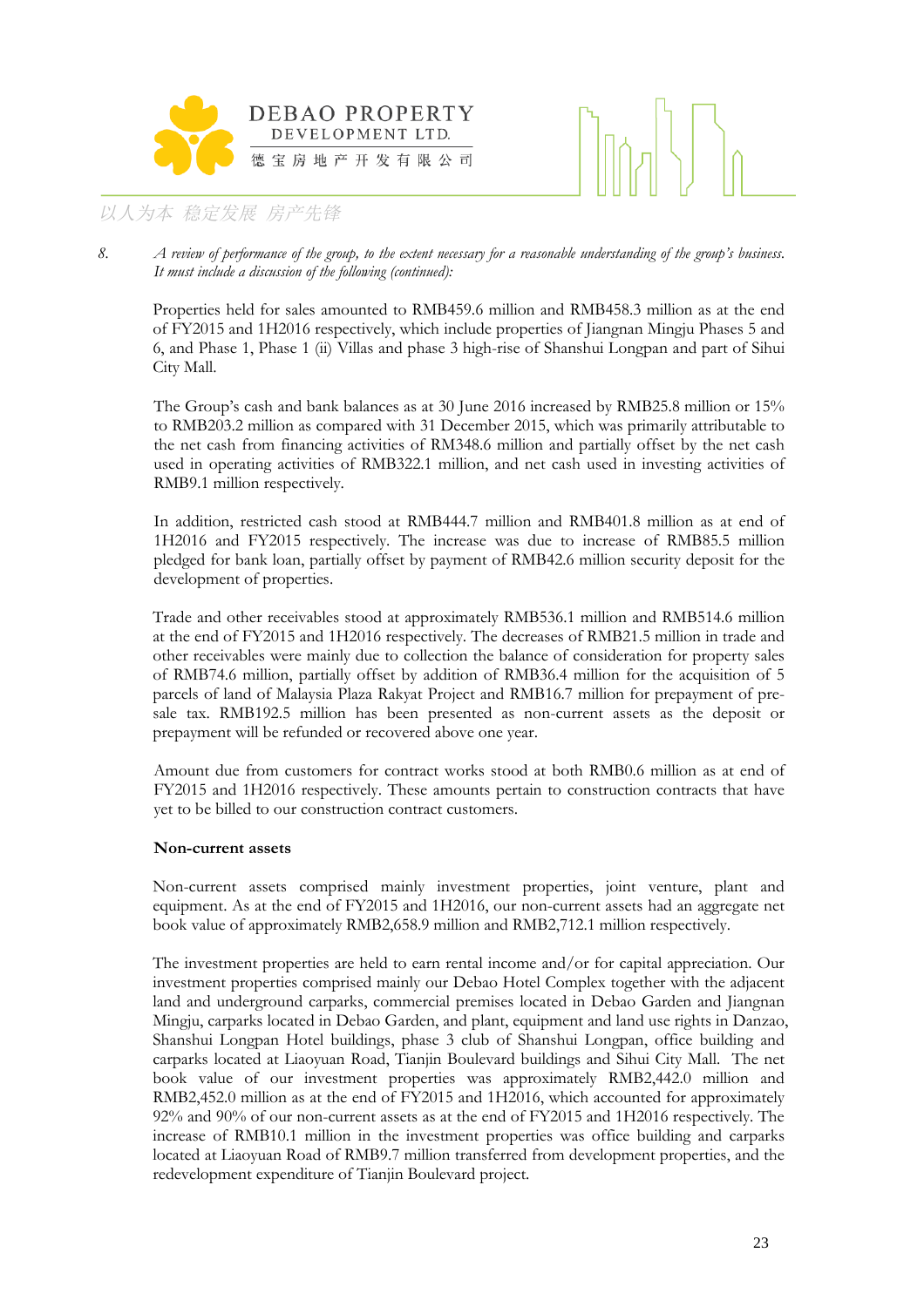8. *A review of performance of the group, to the extent necessary for a reasonable understanding of the group's business. It must include a discussion of the following (continued):*

Properties held for sales amounted to RMB459.6 million and RMB458.3 million as at the end of FY2015 and 1H2016 respectively, which include properties of Jiangnan Mingju Phases 5 and 6, and Phase 1, Phase 1 (ii) Villas and phase 3 high-rise of Shanshui Longpan and part of Sihui City Mall.

The Group's cash and bank balances as at 30 June 2016 increased by RMB25.8 million or 15% to RMB203.2 million as compared with 31 December 2015, which was primarily attributable to the net cash from financing activities of RM348.6 million and partially offset by the net cash used in operating activities of RMB322.1 million, and net cash used in investing activities of RMB9.1 million respectively.

In addition, restricted cash stood at RMB444.7 million and RMB401.8 million as at end of 1H2016 and FY2015 respectively. The increase was due to increase of RMB85.5 million pledged for bank loan, partially offset by payment of RMB42.6 million security deposit for the development of properties.

Trade and other receivables stood at approximately RMB536.1 million and RMB514.6 million at the end of FY2015 and 1H2016 respectively. The decreases of RMB21.5 million in trade and other receivables were mainly due to collection the balance of consideration for property sales of RMB74.6 million, partially offset by addition of RMB36.4 million for the acquisition of 5 parcels of land of Malaysia Plaza Rakyat Project and RMB16.7 million for prepayment of pre-sale tax. RMB192.5 million has been presented as non-current assets as the deposit or prepayment will be refunded or recovered above one year.

Amount due from customers for contract works stood at both RMB0.6 million as at end of FY2015 and 1H2016 respectively. These amounts pertain to construction contracts that have yet to be billed to our construction contract customers.

**Non-current assets**

Non-current assets comprised mainly investment properties, joint venture, plant and equipment. As at the end of FY2015 and 1H2016, our non-current assets had an aggregate net book value of approximately RMB2,658.9 million and RMB2,712.1 million respectively.

The investment properties are held to earn rental income and/or for capital appreciation. Our investment properties comprised mainly our Debao Hotel Complex together with the adjacent land and underground carparks, commercial premises located in Debao Garden and Jiangnan Mingju, carparks located in Debao Garden, and plant, equipment and land use rights in Danzao, Shanshui Longpan Hotel buildings, phase 3 club of Shanshui Longpan, office building and carparks located at Liaoyuan Road, Tianjin Boulevard buildings and Sihui City Mall. The net book value of our investment properties was approximately RMB2,442.0 million and RMB2,452.0 million as at the end of FY2015 and 1H2016, which accounted for approximately 92% and 90% of our non-current assets as at the end of FY2015 and 1H2016 respectively. The increase of RMB10.1 million in the investment properties was office building and carparks located at Liaoyuan Road of RMB9.7 million transferred from development properties, and the redevelopment expenditure of Tianjin Boulevard project.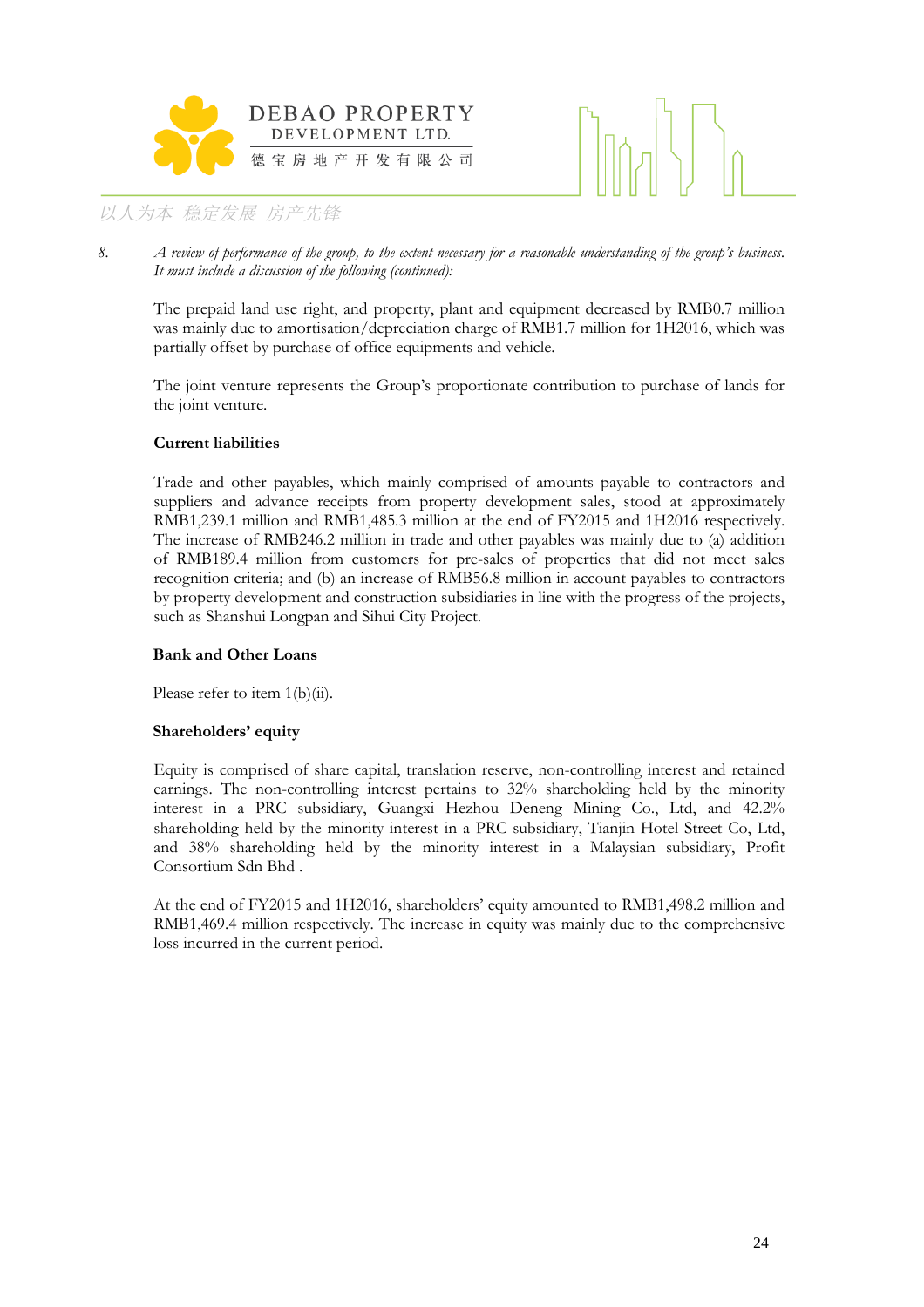8. *A review of performance of the group, to the extent necessary for a reasonable understanding of the group's business. It must include a discussion of the following (continued):*

The prepaid land use right, and property, plant and equipment decreased by RMB0.7 million was mainly due to amortisation/depreciation charge of RMB1.7 million for 1H2016, which was partially offset by purchase of office equipments and vehicle.

The joint venture represents the Group's proportionate contribution to purchase of lands for the joint venture.

**Current liabilities**

Trade and other payables, which mainly comprised of amounts payable to contractors and suppliers and advance receipts from property development sales, stood at approximately RMB1,239.1 million and RMB1,485.3 million at the end of FY2015 and 1H2016 respectively. The increase of RMB246.2 million in trade and other payables was mainly due to (a) addition of RMB189.4 million from customers for pre-sales of properties that did not meet sales recognition criteria; and (b) an increase of RMB56.8 million in account payables to contractors by property development and construction subsidiaries in line with the progress of the projects, such as Shanshui Longpan and Sihui City Project.

**Bank and Other Loans**

Please refer to item 1(b)(ii).

**Shareholders' equity**

Equity is comprised of share capital, translation reserve, non-controlling interest and retained earnings. The non-controlling interest pertains to 32% shareholding held by the minority interest in a PRC subsidiary, Guangxi Hezhou Deneng Mining Co., Ltd, and 42.2% shareholding held by the minority interest in a PRC subsidiary, Tianjin Hotel Street Co, Ltd, and 38% shareholding held by the minority interest in a Malaysian subsidiary, Profit Consortium Sdn Bhd .

At the end of FY2015 and 1H2016, shareholders' equity amounted to RMB1,498.2 million and RMB1,469.4 million respectively. The increase in equity was mainly due to the comprehensive loss incurred in the current period.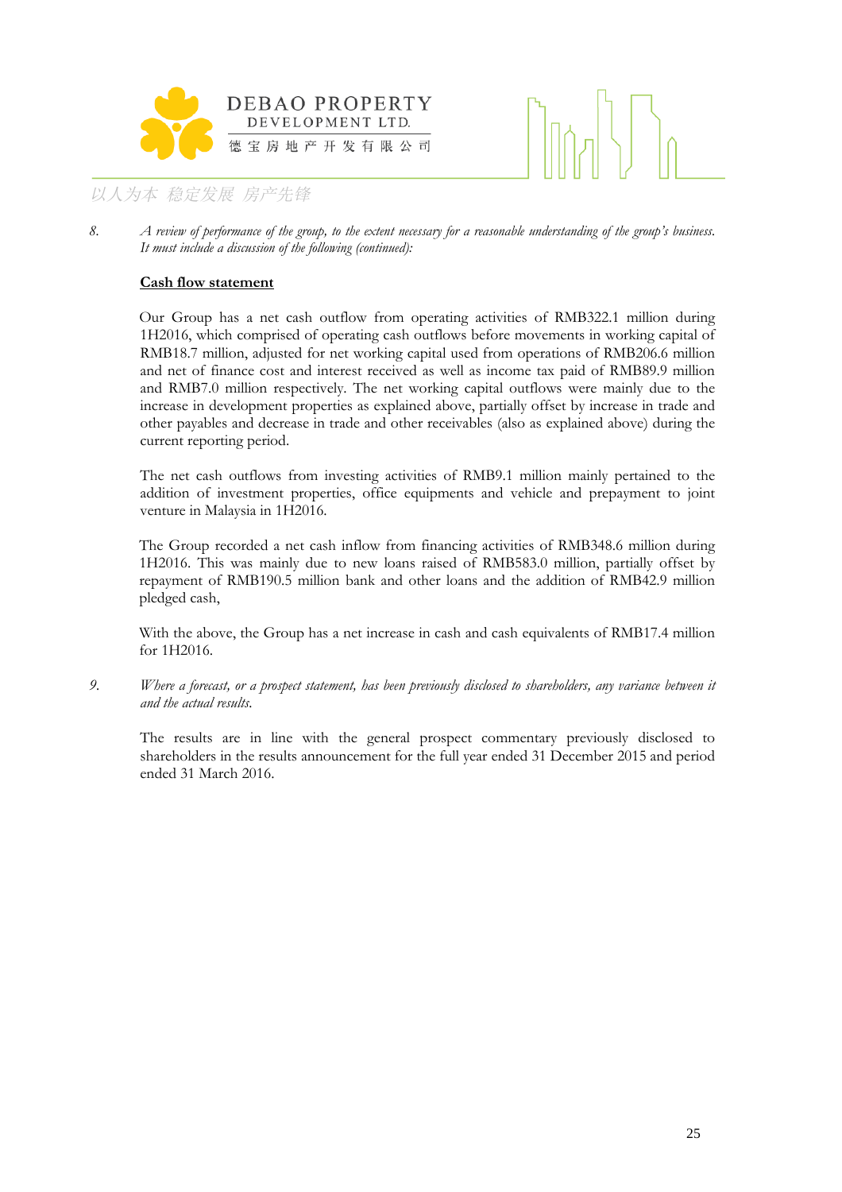8. *A review of performance of the group, to the extent necessary for a reasonable understanding of the group's business. It must include a discussion of the following (continued):*

**Cash flow statement**

Our Group has a net cash outflow from operating activities of RMB322.1 million during 1H2016, which comprised of operating cash outflows before movements in working capital of RMB18.7 million, adjusted for net working capital used from operations of RMB206.6 million and net of finance cost and interest received as well as income tax paid of RMB89.9 million and RMB7.0 million respectively. The net working capital outflows were mainly due to the increase in development properties as explained above, partially offset by increase in trade and other payables and decrease in trade and other receivables (also as explained above) during the current reporting period.

The net cash outflows from investing activities of RMB9.1 million mainly pertained to the addition of investment properties, office equipments and vehicle and prepayment to joint venture in Malaysia in 1H2016.

The Group recorded a net cash inflow from financing activities of RMB348.6 million during 1H2016. This was mainly due to new loans raised of RMB583.0 million, partially offset by repayment of RMB190.5 million bank and other loans and the addition of RMB42.9 million pledged cash,

With the above, the Group has a net increase in cash and cash equivalents of RMB17.4 million for 1H2016.

9. *Where a forecast, or a prospect statement, has been previously disclosed to shareholders, any variance between it and the actual results.*

The results are in line with the general prospect commentary previously disclosed to shareholders in the results announcement for the full year ended 31 December 2015 and period ended 31 March 2016.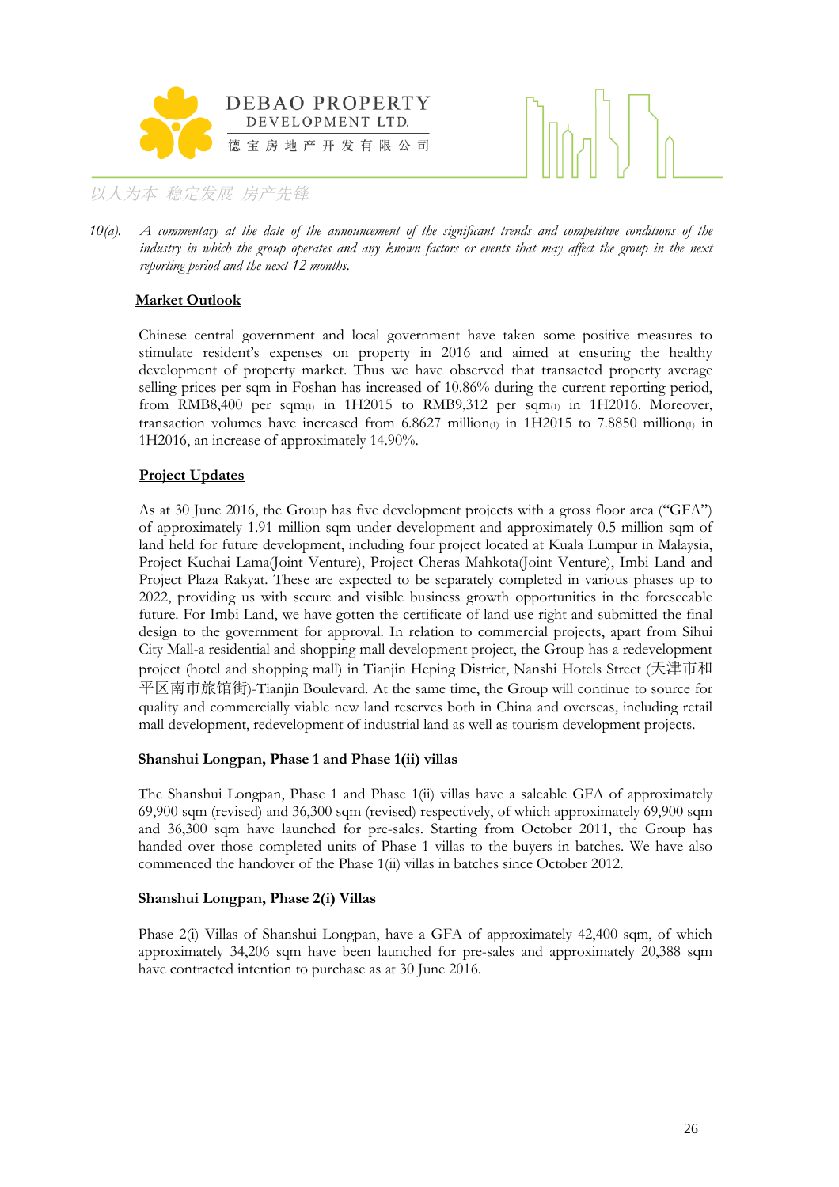10(a). *A commentary at the date of the announcement of the significant trends and competitive conditions of the industry in which the group operates and any known factors or events that may affect the group in the next reporting period and the next 12 months.*

**Market Outlook**

Chinese central government and local government have taken some positive measures to stimulate resident's expenses on property in 2016 and aimed at ensuring the healthy development of property market. Thus we have observed that transacted property average selling prices per sqm in Foshan has increased of 10.86% during the current reporting period, from RMB8,400 per sqm(1) in 1H2015 to RMB9,312 per sqm(1) in 1H2016. Moreover, transaction volumes have increased from 6.8627 million(1) in 1H2015 to 7.8850 million(1) in 1H2016, an increase of approximately 14.90%.

**Project Updates**

As at 30 June 2016, the Group has five development projects with a gross floor area ("GFA") of approximately 1.91 million sqm under development and approximately 0.5 million sqm of land held for future development, including four project located at Kuala Lumpur in Malaysia, Project Kuchai Lama(Joint Venture), Project Cheras Mahkota(Joint Venture), Imbi Land and Project Plaza Rakyat. These are expected to be separately completed in various phases up to 2022, providing us with secure and visible business growth opportunities in the foreseeable future. For Imbi Land, we have gotten the certificate of land use right and submitted the final design to the government for approval. In relation to commercial projects, apart from Sihui City Mall-a residential and shopping mall development project, the Group has a redevelopment project (hotel and shopping mall) in Tianjin Heping District, Nanshi Hotels Street (天津市和平区南市旅馆街)-Tianjin Boulevard. At the same time, the Group will continue to source for quality and commercially viable new land reserves both in China and overseas, including retail mall development, redevelopment of industrial land as well as tourism development projects.

**Shanshui Longpan, Phase 1 and Phase 1(ii) villas**

The Shanshui Longpan, Phase 1 and Phase 1(ii) villas have a saleable GFA of approximately 69,900 sqm (revised) and 36,300 sqm (revised) respectively, of which approximately 69,900 sqm and 36,300 sqm have launched for pre-sales. Starting from October 2011, the Group has handed over those completed units of Phase 1 villas to the buyers in batches. We have also commenced the handover of the Phase 1(ii) villas in batches since October 2012.

**Shanshui Longpan, Phase 2(i) Villas**

Phase 2(i) Villas of Shanshui Longpan, have a GFA of approximately 42,400 sqm, of which approximately 34,206 sqm have been launched for pre-sales and approximately 20,388 sqm have contracted intention to purchase as at 30 June 2016.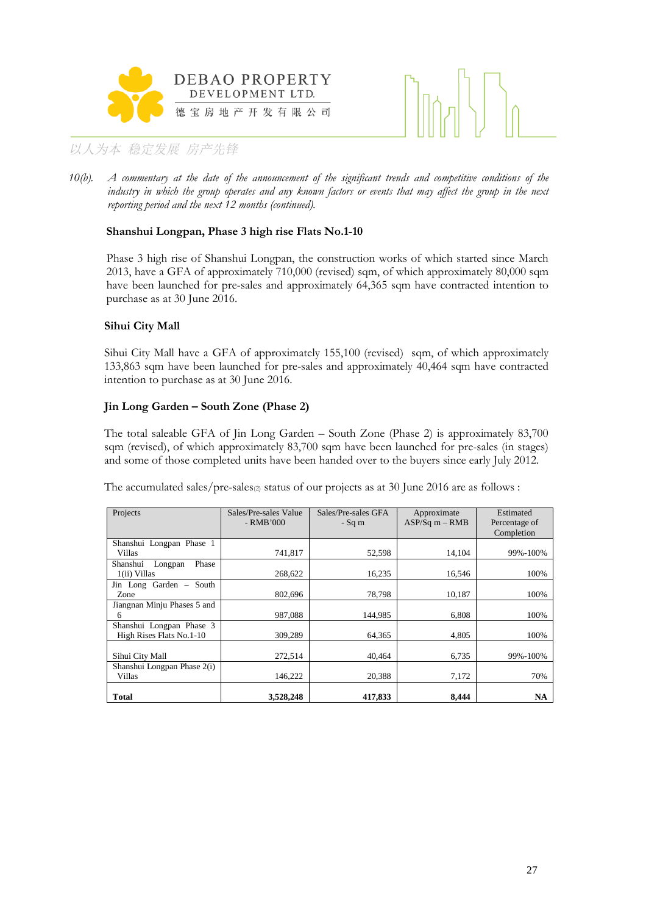*10(b). A commentary at the date of the announcement of the significant trends and competitive conditions of the industry in which the group operates and any known factors or events that may affect the group in the next reporting period and the next 12 months (continued).*

**Shanshui Longpan, Phase 3 high rise Flats No.1-10**

Phase 3 high rise of Shanshui Longpan, the construction works of which started since March 2013, have a GFA of approximately 710,000 (revised) sqm, of which approximately 80,000 sqm have been launched for pre-sales and approximately 64,365 sqm have contracted intention to purchase as at 30 June 2016.

**Sihui City Mall**

Sihui City Mall have a GFA of approximately 155,100 (revised) sqm, of which approximately 133,863 sqm have been launched for pre-sales and approximately 40,464 sqm have contracted intention to purchase as at 30 June 2016.

**Jin Long Garden – South Zone (Phase 2)**

The total saleable GFA of Jin Long Garden – South Zone (Phase 2) is approximately 83,700 sqm (revised), of which approximately 83,700 sqm have been launched for pre-sales (in stages) and some of those completed units have been handed over to the buyers since early July 2012.

The accumulated sales/pre-sales(2) status of our projects as at 30 June 2016 are as follows :

| Projects | Sales/Pre-sales Value - RMB'000 | Sales/Pre-sales GFA - Sq m | Approximate ASP/Sq m – RMB | Estimated Percentage of Completion |
|---|---|---|---|---|
| Shanshui Longpan Phase 1 Villas | 741,817 | 52,598 | 14,104 | 99%-100% |
| Shanshui Longpan Phase 1(ii) Villas | 268,622 | 16,235 | 16,546 | 100% |
| Jin Long Garden – South Zone | 802,696 | 78,798 | 10,187 | 100% |
| Jiangnan Minju Phases 5 and 6 | 987,088 | 144,985 | 6,808 | 100% |
| Shanshui Longpan Phase 3 High Rises Flats No.1-10 | 309,289 | 64,365 | 4,805 | 100% |
| Sihui City Mall | 272,514 | 40,464 | 6,735 | 99%-100% |
| Shanshui Longpan Phase 2(i) Villas | 146,222 | 20,388 | 7,172 | 70% |
| **Total** | **3,528,248** | **417,833** | **8,444** | **NA** |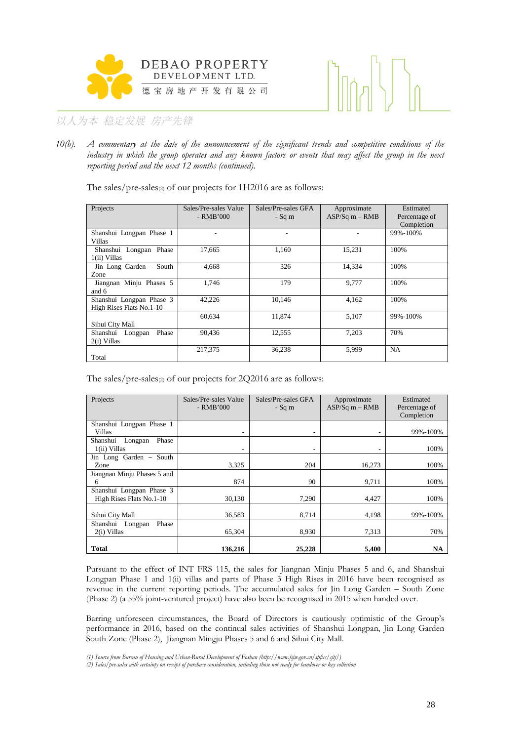10(b). *A commentary at the date of the announcement of the significant trends and competitive conditions of the industry in which the group operates and any known factors or events that may affect the group in the next reporting period and the next 12 months (continued).*

The sales/pre-sales(2) of our projects for 1H2016 are as follows:

| Projects | Sales/Pre-sales Value - RMB'000 | Sales/Pre-sales GFA - Sq m | Approximate ASP/Sq m – RMB | Estimated Percentage of Completion |
|---|---|---|---|---|
| Shanshui Longpan Phase 1 Villas | - | - | - | 99%-100% |
| Shanshui Longpan Phase 1(ii) Villas | 17,665 | 1,160 | 15,231 | 100% |
| Jin Long Garden – South Zone | 4,668 | 326 | 14,334 | 100% |
| Jiangnan Minju Phases 5 and 6 | 1,746 | 179 | 9,777 | 100% |
| Shanshui Longpan Phase 3 High Rises Flats No.1-10 | 42,226 | 10,146 | 4,162 | 100% |
| Sihui City Mall | 60,634 | 11,874 | 5,107 | 99%-100% |
| Shanshui Longpan Phase 2(i) Villas | 90,436 | 12,555 | 7,203 | 70% |
| Total | 217,375 | 36,238 | 5,999 | NA |

The sales/pre-sales(2) of our projects for 2Q2016 are as follows:

| Projects | Sales/Pre-sales Value - RMB'000 | Sales/Pre-sales GFA - Sq m | Approximate ASP/Sq m – RMB | Estimated Percentage of Completion |
|---|---|---|---|---|
| Shanshui Longpan Phase 1 Villas | - | - | - | 99%-100% |
| Shanshui Longpan Phase 1(ii) Villas | - | - | - | 100% |
| Jin Long Garden – South Zone | 3,325 | 204 | 16,273 | 100% |
| Jiangnan Minju Phases 5 and 6 | 874 | 90 | 9,711 | 100% |
| Shanshui Longpan Phase 3 High Rises Flats No.1-10 | 30,130 | 7,290 | 4,427 | 100% |
| Sihui City Mall | 36,583 | 8,714 | 4,198 | 99%-100% |
| Shanshui Longpan Phase 2(i) Villas | 65,304 | 8,930 | 7,313 | 70% |
| **Total** | **136,216** | **25,228** | **5,400** | **NA** |

Pursuant to the effect of INT FRS 115, the sales for Jiangnan Minju Phases 5 and 6, and Shanshui Longpan Phase 1 and 1(ii) villas and parts of Phase 3 High Rises in 2016 have been recognised as revenue in the current reporting periods. The accumulated sales for Jin Long Garden – South Zone (Phase 2) (a 55% joint-ventured project) have also been be recognised in 2015 when handed over.

Barring unforeseen circumstances, the Board of Directors is cautiously optimistic of the Group's performance in 2016, based on the continual sales activities of Shanshui Longpan, Jin Long Garden South Zone (Phase 2), Jiangnan Mingju Phases 5 and 6 and Sihui City Mall.

*(1) Source from Bureau of Housing and Urban-Rural Development of Foshan (http://www.fsjw.gov.cn/spfxs/sjtj/)*
*(2) Sales/pre-sales with certainty on receipt of purchase consideration, including those not ready for handover or key collection*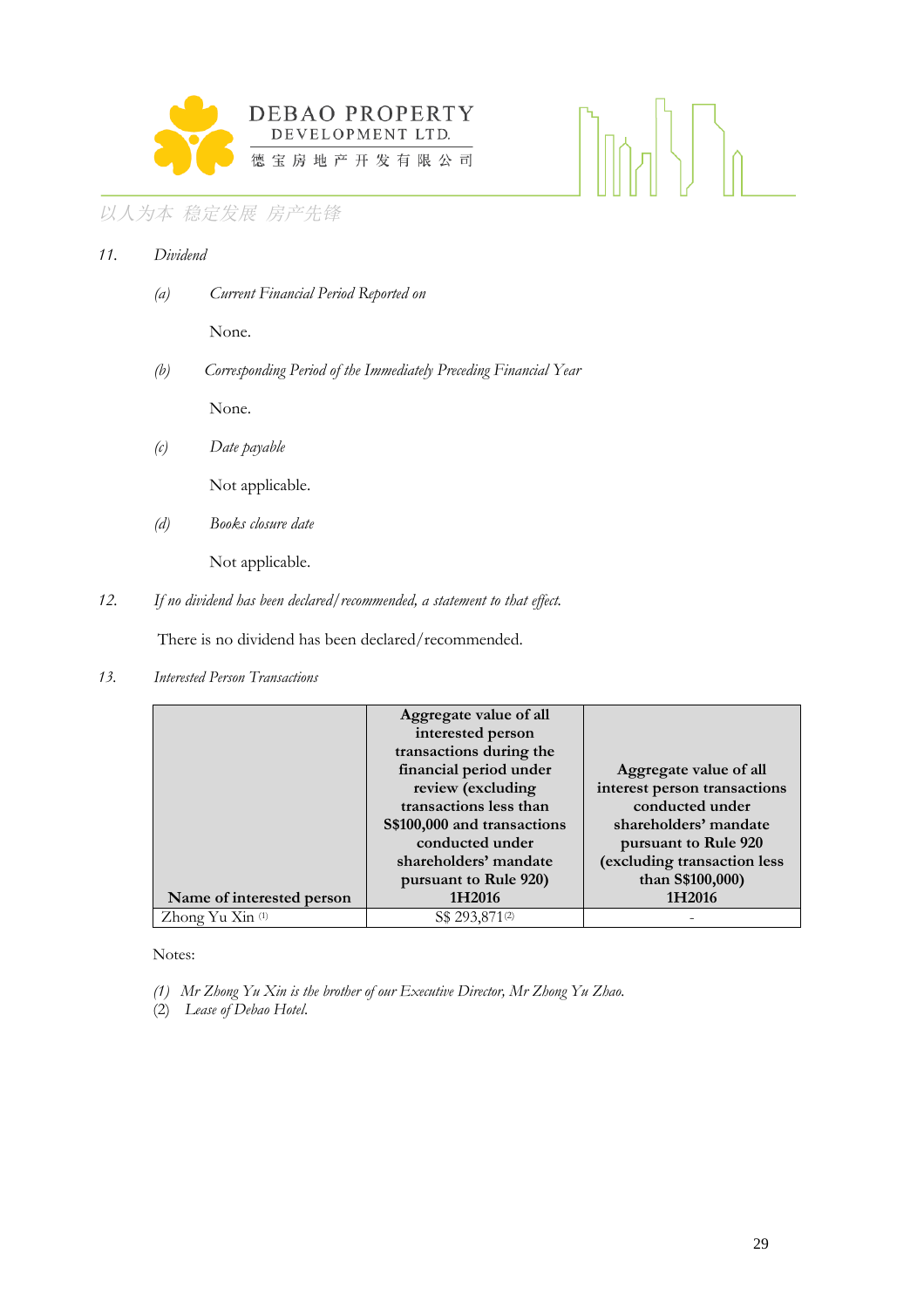11. *Dividend*

(a) *Current Financial Period Reported on*

None.

(b) *Corresponding Period of the Immediately Preceding Financial Year*

None.

(c) *Date payable*

Not applicable.

(d) *Books closure date*

Not applicable.

12. *If no dividend has been declared/recommended, a statement to that effect.*

There is no dividend has been declared/recommended.

13. *Interested Person Transactions*

| Name of interested person | Aggregate value of all interested person transactions during the financial period under review (excluding transactions less than S$100,000 and transactions conducted under shareholders' mandate pursuant to Rule 920) 1H2016 | Aggregate value of all interest person transactions conducted under shareholders' mandate pursuant to Rule 920 (excluding transaction less than S$100,000) 1H2016 |
|---|---|---|
| Zhong Yu Xin (1) | S$ 293,871 (2) | - |

Notes:

*(1) Mr Zhong Yu Xin is the brother of our Executive Director, Mr Zhong Yu Zhao.*
(2) *Lease of Debao Hotel.*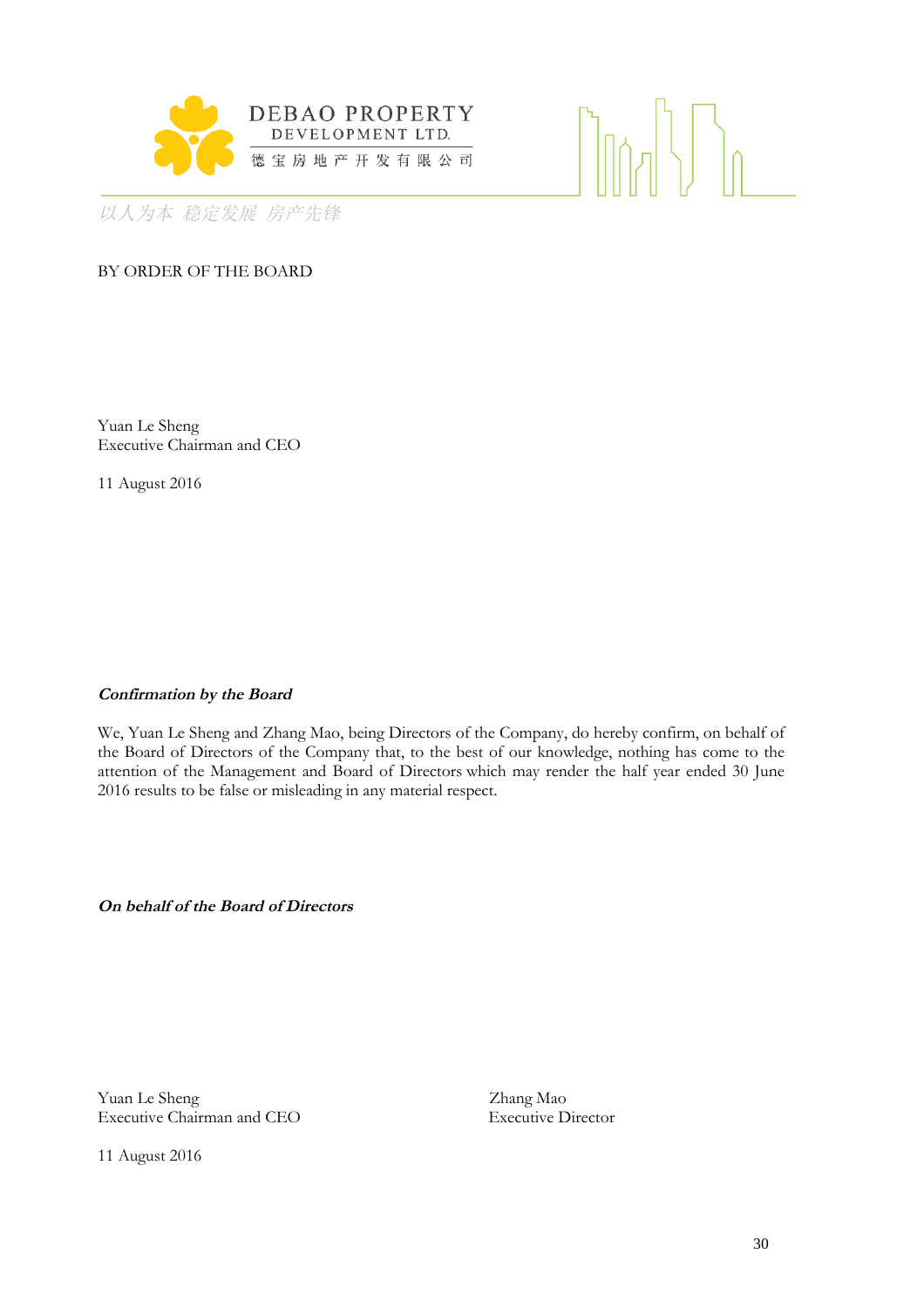DEBAO PROPERTY DEVELOPMENT LTD.
德宝房地产开发有限公司

*以人为本 稳定发展 房产先锋*

BY ORDER OF THE BOARD

Yuan Le Sheng
Executive Chairman and CEO

11 August 2016

***Confirmation by the Board***

We, Yuan Le Sheng and Zhang Mao, being Directors of the Company, do hereby confirm, on behalf of the Board of Directors of the Company that, to the best of our knowledge, nothing has come to the attention of the Management and Board of Directors which may render the half year ended 30 June 2016 results to be false or misleading in any material respect.

***On behalf of the Board of Directors***

Yuan Le Sheng
Executive Chairman and CEO

Zhang Mao
Executive Director

11 August 2016